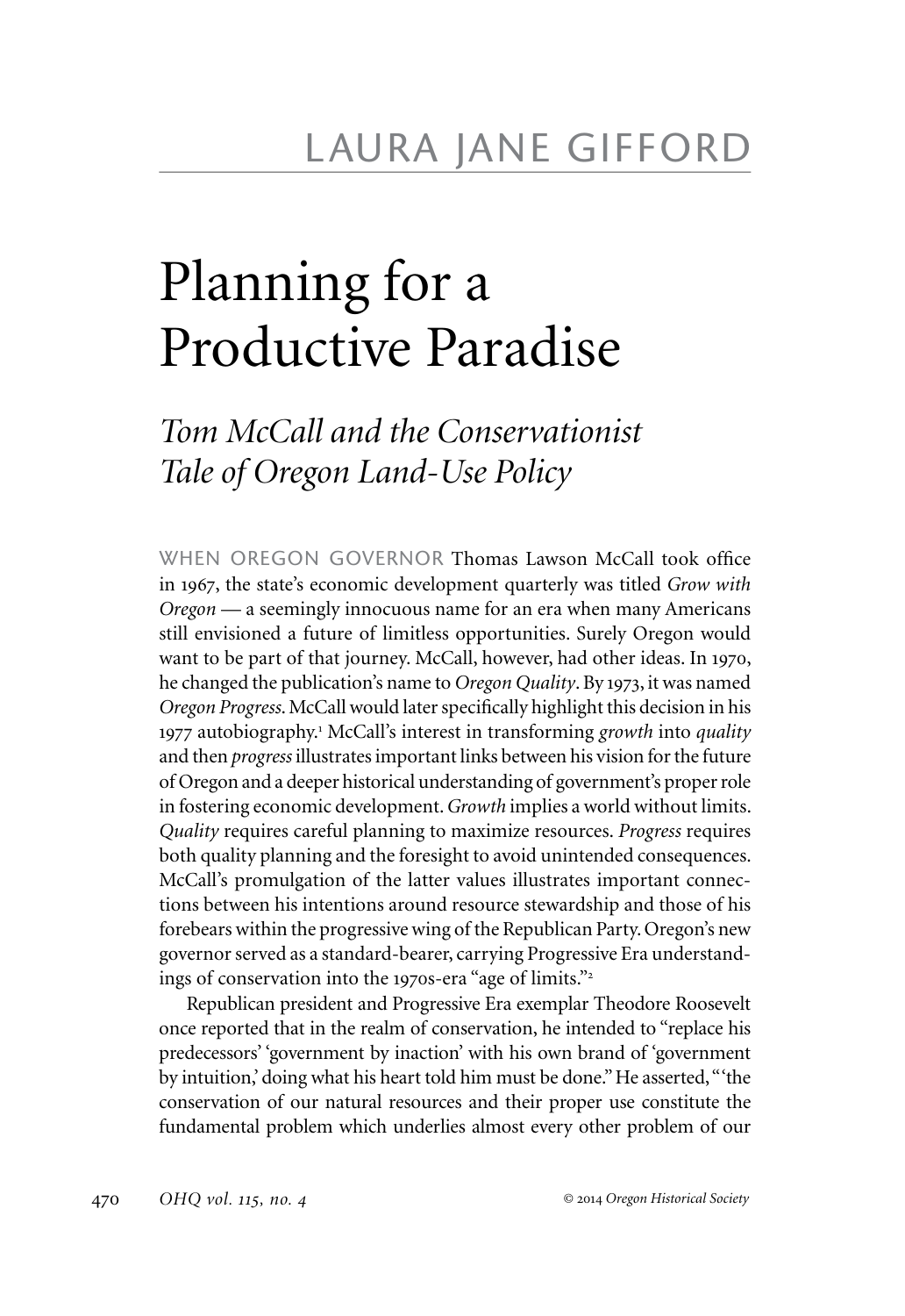LAURA JANE GIFFORD

# Planning for a Productive Paradise

## *Tom McCall and the Conservationist Tale of Oregon Land-Use Policy*

WHEN OREGON GOVERNOR Thomas Lawson McCall took office in 1967, the state's economic development quarterly was titled *Grow with Oregon* — a seemingly innocuous name for an era when many Americans still envisioned a future of limitless opportunities. Surely Oregon would want to be part of that journey. McCall, however, had other ideas. In 1970, he changed the publication's name to *Oregon Quality*. By 1973, it was named *Oregon Progress*. McCall would later specifically highlight this decision in his 1977 autobiography.[1] McCall's interest in transforming *growth* into *quality* and then *progress* illustrates important links between his vision for the future of Oregon and a deeper historical understanding of government's proper role in fostering economic development. *Growth* implies a world without limits. *Quality* requires careful planning to maximize resources. *Progress* requires both quality planning and the foresight to avoid unintended consequences. McCall's promulgation of the latter values illustrates important connections between his intentions around resource stewardship and those of his forebears within the progressive wing of the Republican Party. Oregon's new governor served as a standard-bearer, carrying Progressive Era understandings of conservation into the 1970s-era "age of limits."[2]

Republican president and Progressive Era exemplar Theodore Roosevelt once reported that in the realm of conservation, he intended to "replace his predecessors' 'government by inaction' with his own brand of 'government by intuition,' doing what his heart told him must be done." He asserted, "'the conservation of our natural resources and their proper use constitute the fundamental problem which underlies almost every other problem of our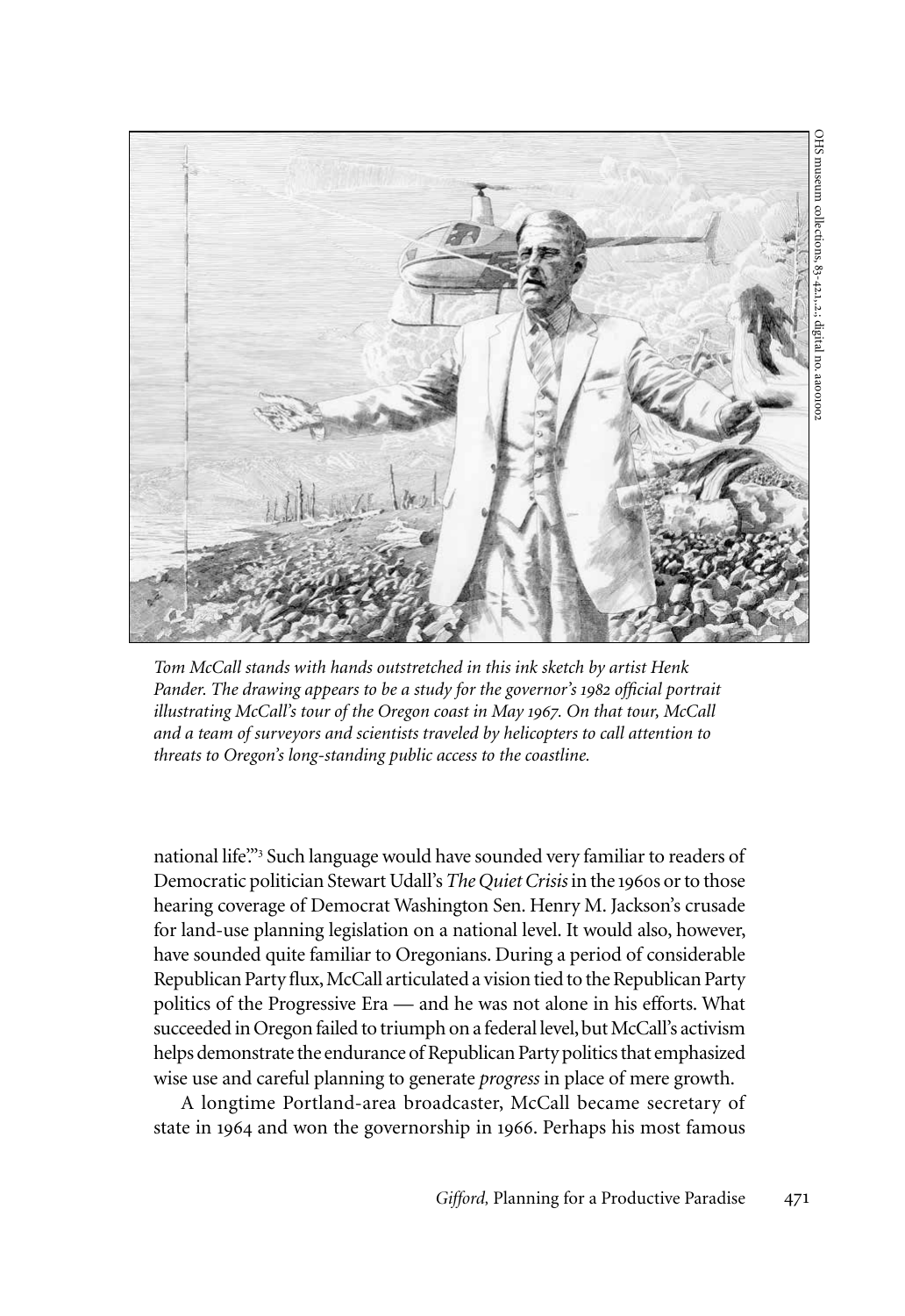*Tom McCall stands with hands outstretched in this ink sketch by artist Henk Pander. The drawing appears to be a study for the governor's 1982 official portrait illustrating McCall's tour of the Oregon coast in May 1967. On that tour, McCall and a team of surveyors and scientists traveled by helicopters to call attention to threats to Oregon's long-standing public access to the coastline.*

OHS museum collections, 83-42.1.,2.; digital no. ba001002

national life.'"[3] Such language would have sounded very familiar to readers of Democratic politician Stewart Udall's *The Quiet Crisis* in the 1960s or to those hearing coverage of Democrat Washington Sen. Henry M. Jackson's crusade for land-use planning legislation on a national level. It would also, however, have sounded quite familiar to Oregonians. During a period of considerable Republican Party flux, McCall articulated a vision tied to the Republican Party politics of the Progressive Era — and he was not alone in his efforts. What succeeded in Oregon failed to triumph on a federal level, but McCall's activism helps demonstrate the endurance of Republican Party politics that emphasized wise use and careful planning to generate *progress* in place of mere growth.

A longtime Portland-area broadcaster, McCall became secretary of state in 1964 and won the governorship in 1966. Perhaps his most famous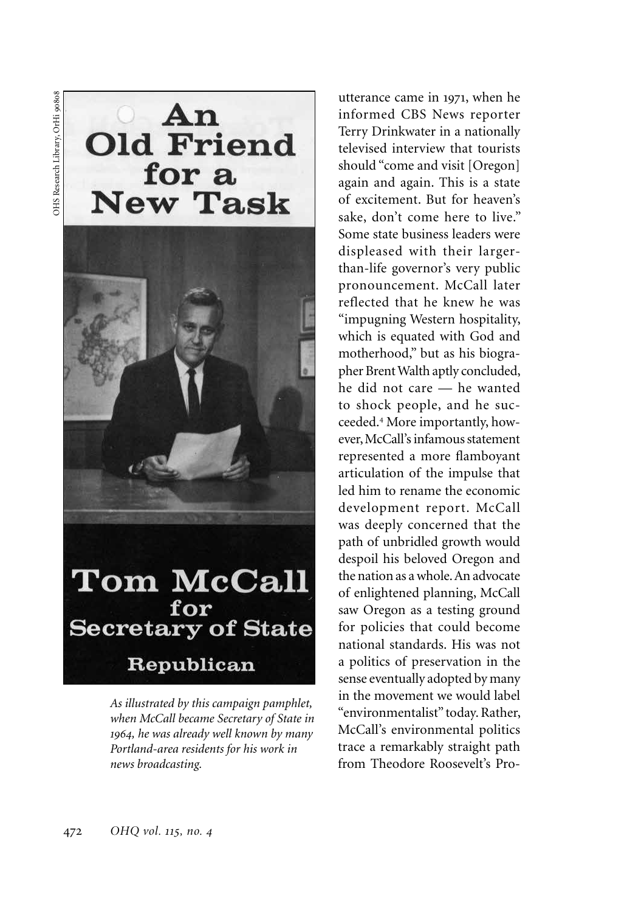As illustrated by this campaign pamphlet, when McCall became Secretary of State in 1964, he was already well known by many Portland-area residents for his work in news broadcasting.

utterance came in 1971, when he informed CBS News reporter Terry Drinkwater in a nationally televised interview that tourists should "come and visit [Oregon] again and again. This is a state of excitement. But for heaven's sake, don't come here to live." Some state business leaders were displeased with their larger-than-life governor's very public pronouncement. McCall later reflected that he knew he was "impugning Western hospitality, which is equated with God and motherhood," but as his biographer Brent Walth aptly concluded, he did not care — he wanted to shock people, and he succeeded.[4] More importantly, however, McCall's infamous statement represented a more flamboyant articulation of the impulse that led him to rename the economic development report. McCall was deeply concerned that the path of unbridled growth would despoil his beloved Oregon and the nation as a whole. An advocate of enlightened planning, McCall saw Oregon as a testing ground for policies that could become national standards. His was not a politics of preservation in the sense eventually adopted by many in the movement we would label "environmentalist" today. Rather, McCall's environmental politics trace a remarkably straight path from Theodore Roosevelt's Pro-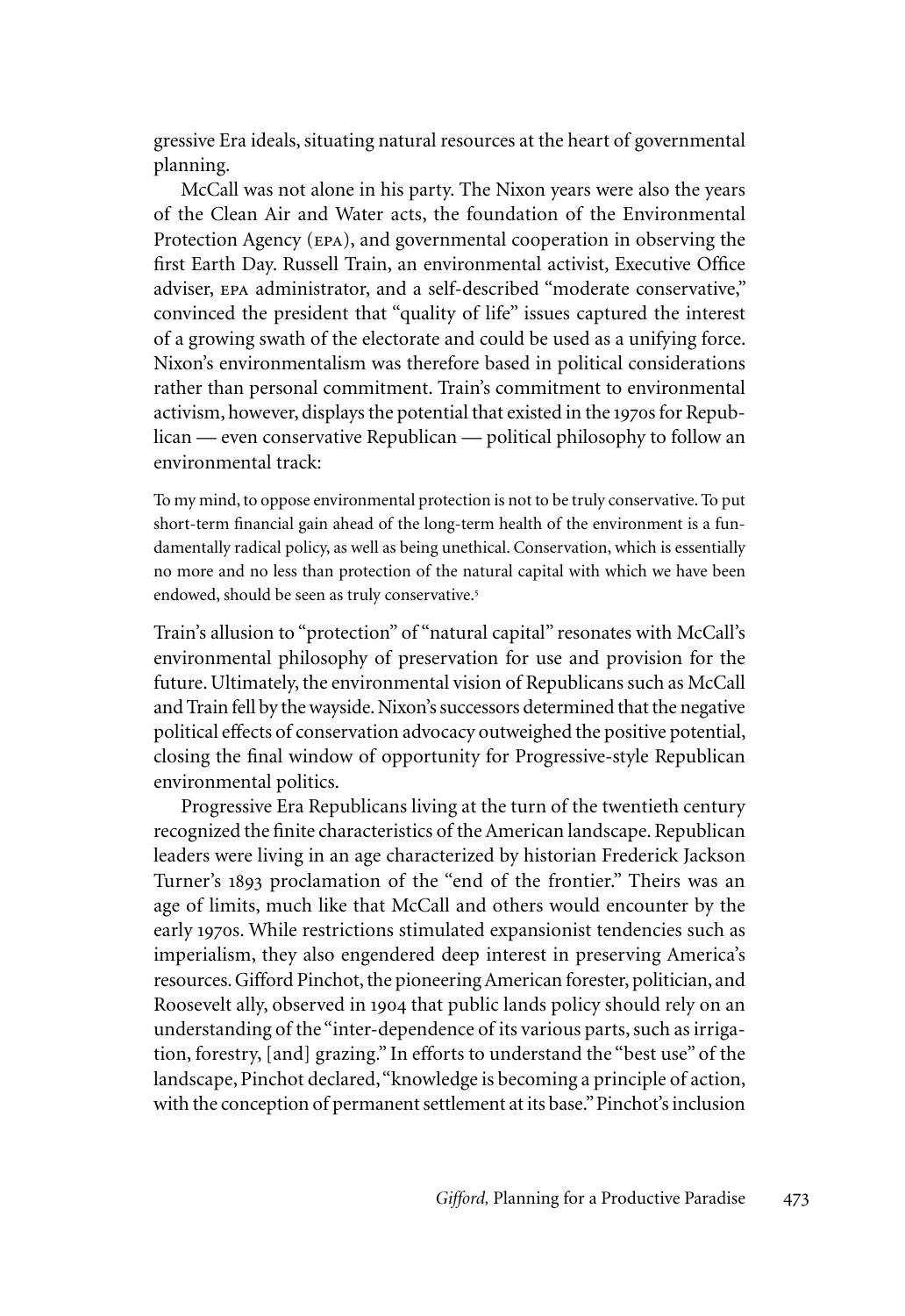gressive Era ideals, situating natural resources at the heart of governmental planning.

McCall was not alone in his party. The Nixon years were also the years of the Clean Air and Water acts, the foundation of the Environmental Protection Agency (EPA), and governmental cooperation in observing the first Earth Day. Russell Train, an environmental activist, Executive Office adviser, EPA administrator, and a self-described "moderate conservative," convinced the president that "quality of life" issues captured the interest of a growing swath of the electorate and could be used as a unifying force. Nixon's environmentalism was therefore based in political considerations rather than personal commitment. Train's commitment to environmental activism, however, displays the potential that existed in the 1970s for Republican — even conservative Republican — political philosophy to follow an environmental track:

> To my mind, to oppose environmental protection is not to be truly conservative. To put short-term financial gain ahead of the long-term health of the environment is a fundamentally radical policy, as well as being unethical. Conservation, which is essentially no more and no less than protection of the natural capital with which we have been endowed, should be seen as truly conservative.[5]

Train's allusion to "protection" of "natural capital" resonates with McCall's environmental philosophy of preservation for use and provision for the future. Ultimately, the environmental vision of Republicans such as McCall and Train fell by the wayside. Nixon's successors determined that the negative political effects of conservation advocacy outweighed the positive potential, closing the final window of opportunity for Progressive-style Republican environmental politics.

Progressive Era Republicans living at the turn of the twentieth century recognized the finite characteristics of the American landscape. Republican leaders were living in an age characterized by historian Frederick Jackson Turner's 1893 proclamation of the "end of the frontier." Theirs was an age of limits, much like that McCall and others would encounter by the early 1970s. While restrictions stimulated expansionist tendencies such as imperialism, they also engendered deep interest in preserving America's resources. Gifford Pinchot, the pioneering American forester, politician, and Roosevelt ally, observed in 1904 that public lands policy should rely on an understanding of the "inter-dependence of its various parts, such as irrigation, forestry, [and] grazing." In efforts to understand the "best use" of the landscape, Pinchot declared, "knowledge is becoming a principle of action, with the conception of permanent settlement at its base." Pinchot's inclusion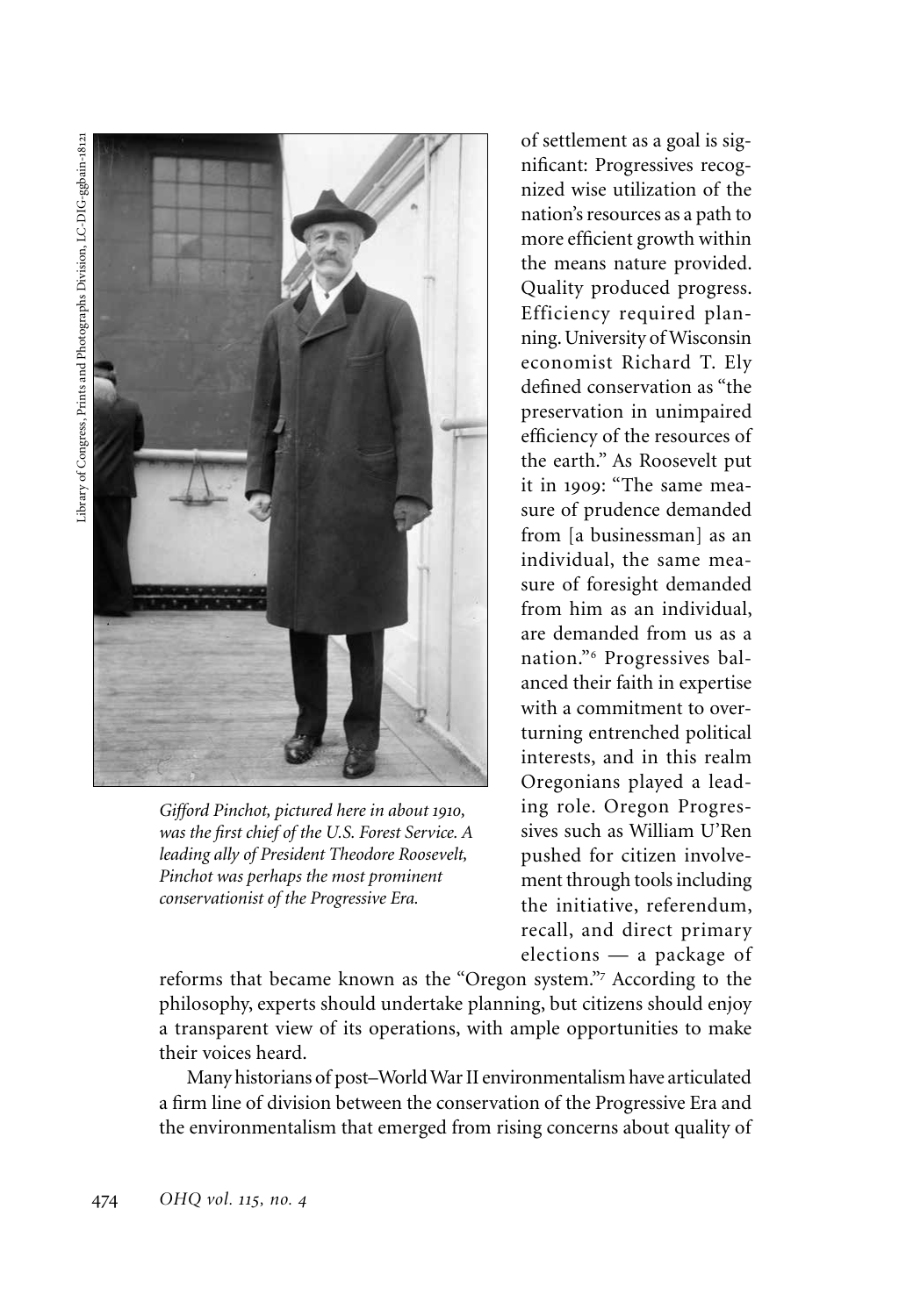of settlement as a goal is significant: Progressives recognized wise utilization of the nation's resources as a path to more efficient growth within the means nature provided. Quality produced progress. Efficiency required planning. University of Wisconsin economist Richard T. Ely defined conservation as "the preservation in unimpaired efficiency of the resources of the earth." As Roosevelt put it in 1909: "The same measure of prudence demanded from [a businessman] as an individual, the same measure of foresight demanded from him as an individual, are demanded from us as a nation."[6] Progressives balanced their faith in expertise with a commitment to overturning entrenched political interests, and in this realm Oregonians played a leading role. Oregon Progressives such as William U'Ren pushed for citizen involvement through tools including the initiative, referendum, recall, and direct primary elections — a package of reforms that became known as the "Oregon system."[7] According to the philosophy, experts should undertake planning, but citizens should enjoy a transparent view of its operations, with ample opportunities to make their voices heard.

Library of Congress, Prints and Photographs Division, LC-DIG-ggbain-18121

*Gifford Pinchot, pictured here in about 1910, was the first chief of the U.S. Forest Service. A leading ally of President Theodore Roosevelt, Pinchot was perhaps the most prominent conservationist of the Progressive Era.*

Many historians of post–World War II environmentalism have articulated a firm line of division between the conservation of the Progressive Era and the environmentalism that emerged from rising concerns about quality of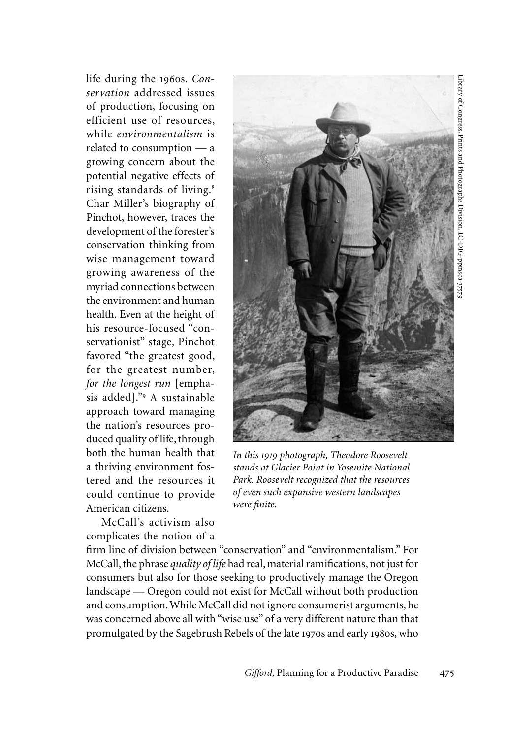life during the 1960s. *Conservation* addressed issues of production, focusing on efficient use of resources, while *environmentalism* is related to consumption — a growing concern about the potential negative effects of rising standards of living.[8] Char Miller's biography of Pinchot, however, traces the development of the forester's conservation thinking from wise management toward growing awareness of the myriad connections between the environment and human health. Even at the height of his resource-focused "conservationist" stage, Pinchot favored "the greatest good, for the greatest number, *for the longest run* [emphasis added]."[9] A sustainable approach toward managing the nation's resources produced quality of life, through both the human health that a thriving environment fostered and the resources it could continue to provide American citizens.

*In this 1919 photograph, Theodore Roosevelt stands at Glacier Point in Yosemite National Park. Roosevelt recognized that the resources of even such expansive western landscapes were finite.*

Library of Congress, Prints and Photographs Division, LC-DIG-ppmsca-37579

McCall's activism also complicates the notion of a firm line of division between "conservation" and "environmentalism." For McCall, the phrase *quality of life* had real, material ramifications, not just for consumers but also for those seeking to productively manage the Oregon landscape — Oregon could not exist for McCall without both production and consumption. While McCall did not ignore consumerist arguments, he was concerned above all with "wise use" of a very different nature than that promulgated by the Sagebrush Rebels of the late 1970s and early 1980s, who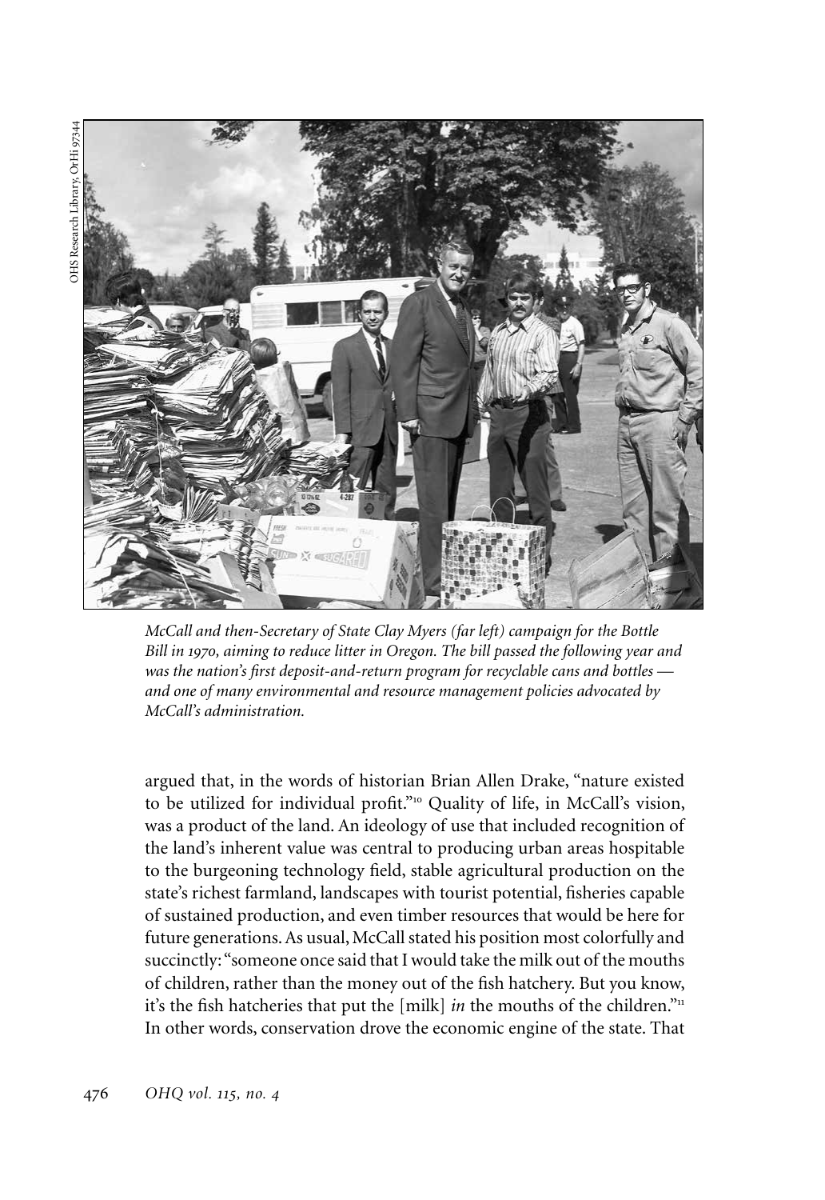OHS Research Library, OrHi 97344

*McCall and then-Secretary of State Clay Myers (far left) campaign for the Bottle Bill in 1970, aiming to reduce litter in Oregon. The bill passed the following year and was the nation's first deposit-and-return program for recyclable cans and bottles — and one of many environmental and resource management policies advocated by McCall's administration.*

argued that, in the words of historian Brian Allen Drake, "nature existed to be utilized for individual profit."[10] Quality of life, in McCall's vision, was a product of the land. An ideology of use that included recognition of the land's inherent value was central to producing urban areas hospitable to the burgeoning technology field, stable agricultural production on the state's richest farmland, landscapes with tourist potential, fisheries capable of sustained production, and even timber resources that would be here for future generations. As usual, McCall stated his position most colorfully and succinctly: "someone once said that I would take the milk out of the mouths of children, rather than the money out of the fish hatchery. But you know, it's the fish hatcheries that put the [milk] *in* the mouths of the children."[11] In other words, conservation drove the economic engine of the state. That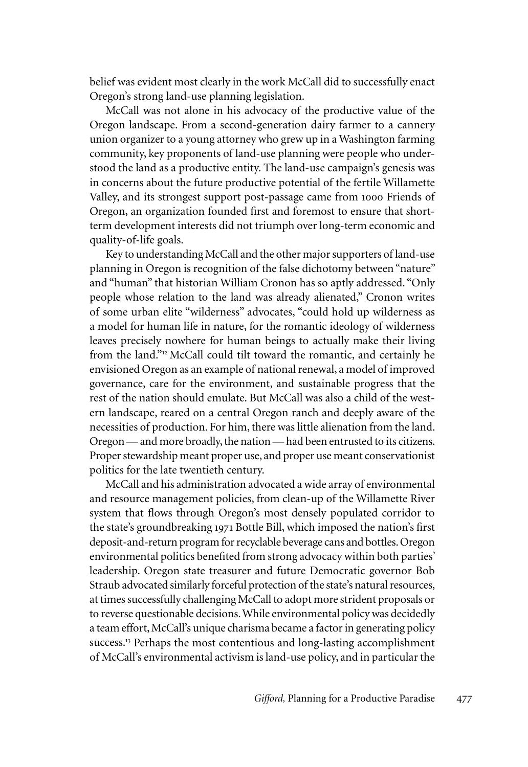belief was evident most clearly in the work McCall did to successfully enact Oregon's strong land-use planning legislation.

McCall was not alone in his advocacy of the productive value of the Oregon landscape. From a second-generation dairy farmer to a cannery union organizer to a young attorney who grew up in a Washington farming community, key proponents of land-use planning were people who understood the land as a productive entity. The land-use campaign's genesis was in concerns about the future productive potential of the fertile Willamette Valley, and its strongest support post-passage came from 1000 Friends of Oregon, an organization founded first and foremost to ensure that short-term development interests did not triumph over long-term economic and quality-of-life goals.

Key to understanding McCall and the other major supporters of land-use planning in Oregon is recognition of the false dichotomy between "nature" and "human" that historian William Cronon has so aptly addressed. "Only people whose relation to the land was already alienated," Cronon writes of some urban elite "wilderness" advocates, "could hold up wilderness as a model for human life in nature, for the romantic ideology of wilderness leaves precisely nowhere for human beings to actually make their living from the land."[12] McCall could tilt toward the romantic, and certainly he envisioned Oregon as an example of national renewal, a model of improved governance, care for the environment, and sustainable progress that the rest of the nation should emulate. But McCall was also a child of the western landscape, reared on a central Oregon ranch and deeply aware of the necessities of production. For him, there was little alienation from the land. Oregon — and more broadly, the nation — had been entrusted to its citizens. Proper stewardship meant proper use, and proper use meant conservationist politics for the late twentieth century.

McCall and his administration advocated a wide array of environmental and resource management policies, from clean-up of the Willamette River system that flows through Oregon's most densely populated corridor to the state's groundbreaking 1971 Bottle Bill, which imposed the nation's first deposit-and-return program for recyclable beverage cans and bottles. Oregon environmental politics benefited from strong advocacy within both parties' leadership. Oregon state treasurer and future Democratic governor Bob Straub advocated similarly forceful protection of the state's natural resources, at times successfully challenging McCall to adopt more strident proposals or to reverse questionable decisions. While environmental policy was decidedly a team effort, McCall's unique charisma became a factor in generating policy success.[13] Perhaps the most contentious and long-lasting accomplishment of McCall's environmental activism is land-use policy, and in particular the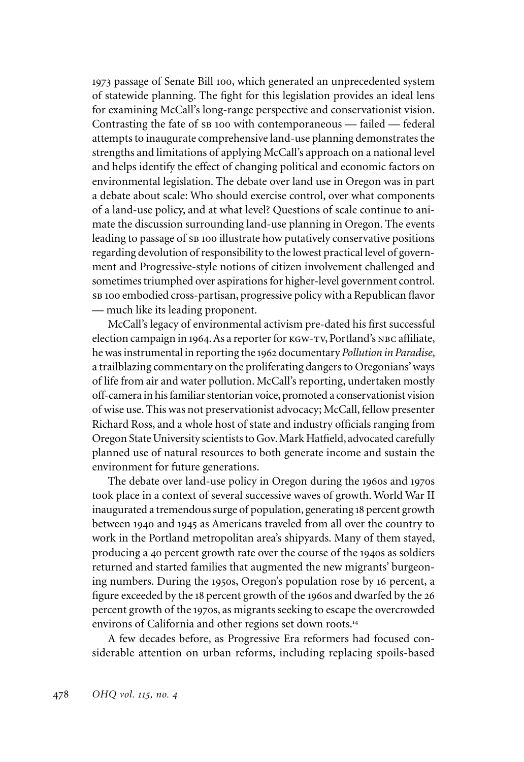1973 passage of Senate Bill 100, which generated an unprecedented system of statewide planning. The fight for this legislation provides an ideal lens for examining McCall's long-range perspective and conservationist vision. Contrasting the fate of SB 100 with contemporaneous — failed — federal attempts to inaugurate comprehensive land-use planning demonstrates the strengths and limitations of applying McCall's approach on a national level and helps identify the effect of changing political and economic factors on environmental legislation. The debate over land use in Oregon was in part a debate about scale: Who should exercise control, over what components of a land-use policy, and at what level? Questions of scale continue to animate the discussion surrounding land-use planning in Oregon. The events leading to passage of SB 100 illustrate how putatively conservative positions regarding devolution of responsibility to the lowest practical level of government and Progressive-style notions of citizen involvement challenged and sometimes triumphed over aspirations for higher-level government control. SB 100 embodied cross-partisan, progressive policy with a Republican flavor — much like its leading proponent.

McCall's legacy of environmental activism pre-dated his first successful election campaign in 1964. As a reporter for KGW-TV, Portland's NBC affiliate, he was instrumental in reporting the 1962 documentary *Pollution in Paradise*, a trailblazing commentary on the proliferating dangers to Oregonians' ways of life from air and water pollution. McCall's reporting, undertaken mostly off-camera in his familiar stentorian voice, promoted a conservationist vision of wise use. This was not preservationist advocacy; McCall, fellow presenter Richard Ross, and a whole host of state and industry officials ranging from Oregon State University scientists to Gov. Mark Hatfield, advocated carefully planned use of natural resources to both generate income and sustain the environment for future generations.

The debate over land-use policy in Oregon during the 1960s and 1970s took place in a context of several successive waves of growth. World War II inaugurated a tremendous surge of population, generating 18 percent growth between 1940 and 1945 as Americans traveled from all over the country to work in the Portland metropolitan area's shipyards. Many of them stayed, producing a 40 percent growth rate over the course of the 1940s as soldiers returned and started families that augmented the new migrants' burgeoning numbers. During the 1950s, Oregon's population rose by 16 percent, a figure exceeded by the 18 percent growth of the 1960s and dwarfed by the 26 percent growth of the 1970s, as migrants seeking to escape the overcrowded environs of California and other regions set down roots.[14]

A few decades before, as Progressive Era reformers had focused considerable attention on urban reforms, including replacing spoils-based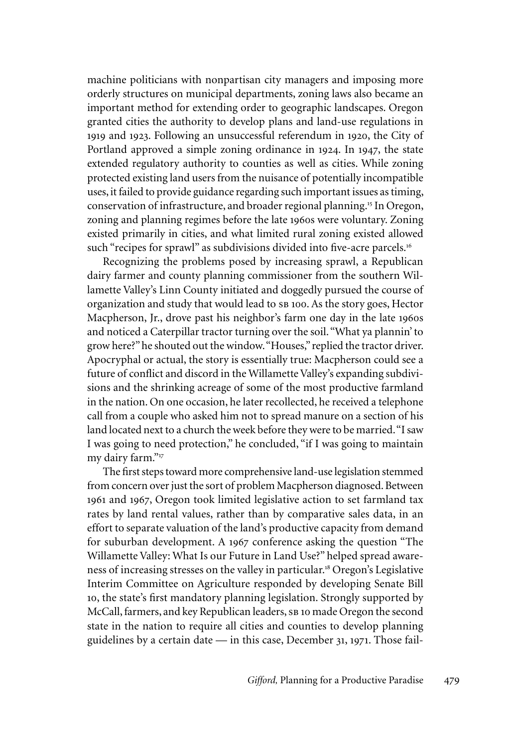machine politicians with nonpartisan city managers and imposing more orderly structures on municipal departments, zoning laws also became an important method for extending order to geographic landscapes. Oregon granted cities the authority to develop plans and land-use regulations in 1919 and 1923. Following an unsuccessful referendum in 1920, the City of Portland approved a simple zoning ordinance in 1924. In 1947, the state extended regulatory authority to counties as well as cities. While zoning protected existing land users from the nuisance of potentially incompatible uses, it failed to provide guidance regarding such important issues as timing, conservation of infrastructure, and broader regional planning.[15] In Oregon, zoning and planning regimes before the late 1960s were voluntary. Zoning existed primarily in cities, and what limited rural zoning existed allowed such "recipes for sprawl" as subdivisions divided into five-acre parcels.[16]

Recognizing the problems posed by increasing sprawl, a Republican dairy farmer and county planning commissioner from the southern Willamette Valley's Linn County initiated and doggedly pursued the course of organization and study that would lead to SB 100. As the story goes, Hector Macpherson, Jr., drove past his neighbor's farm one day in the late 1960s and noticed a Caterpillar tractor turning over the soil. "What ya plannin' to grow here?" he shouted out the window. "Houses," replied the tractor driver. Apocryphal or actual, the story is essentially true: Macpherson could see a future of conflict and discord in the Willamette Valley's expanding subdivisions and the shrinking acreage of some of the most productive farmland in the nation. On one occasion, he later recollected, he received a telephone call from a couple who asked him not to spread manure on a section of his land located next to a church the week before they were to be married. "I saw I was going to need protection," he concluded, "if I was going to maintain my dairy farm."[17]

The first steps toward more comprehensive land-use legislation stemmed from concern over just the sort of problem Macpherson diagnosed. Between 1961 and 1967, Oregon took limited legislative action to set farmland tax rates by land rental values, rather than by comparative sales data, in an effort to separate valuation of the land's productive capacity from demand for suburban development. A 1967 conference asking the question "The Willamette Valley: What Is our Future in Land Use?" helped spread awareness of increasing stresses on the valley in particular.[18] Oregon's Legislative Interim Committee on Agriculture responded by developing Senate Bill 10, the state's first mandatory planning legislation. Strongly supported by McCall, farmers, and key Republican leaders, SB 10 made Oregon the second state in the nation to require all cities and counties to develop planning guidelines by a certain date — in this case, December 31, 1971. Those fail-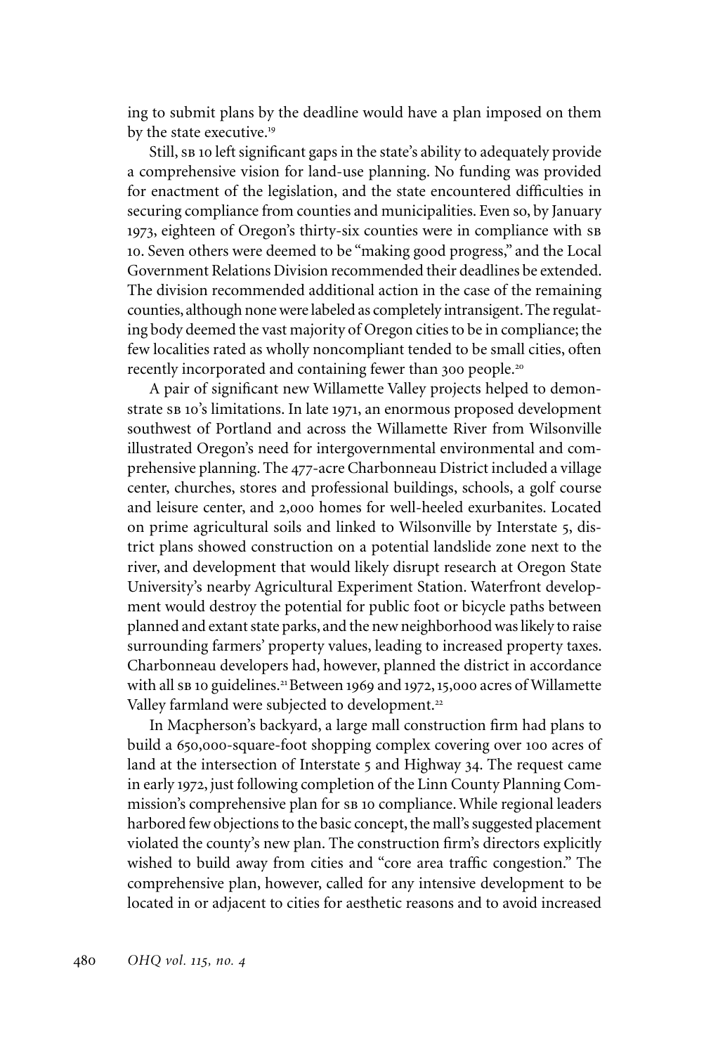ing to submit plans by the deadline would have a plan imposed on them by the state executive.[19]

Still, SB 10 left significant gaps in the state's ability to adequately provide a comprehensive vision for land-use planning. No funding was provided for enactment of the legislation, and the state encountered difficulties in securing compliance from counties and municipalities. Even so, by January 1973, eighteen of Oregon's thirty-six counties were in compliance with SB 10. Seven others were deemed to be "making good progress," and the Local Government Relations Division recommended their deadlines be extended. The division recommended additional action in the case of the remaining counties, although none were labeled as completely intransigent. The regulating body deemed the vast majority of Oregon cities to be in compliance; the few localities rated as wholly noncompliant tended to be small cities, often recently incorporated and containing fewer than 300 people.[20]

A pair of significant new Willamette Valley projects helped to demonstrate SB 10's limitations. In late 1971, an enormous proposed development southwest of Portland and across the Willamette River from Wilsonville illustrated Oregon's need for intergovernmental environmental and comprehensive planning. The 477-acre Charbonneau District included a village center, churches, stores and professional buildings, schools, a golf course and leisure center, and 2,000 homes for well-heeled exurbanites. Located on prime agricultural soils and linked to Wilsonville by Interstate 5, district plans showed construction on a potential landslide zone next to the river, and development that would likely disrupt research at Oregon State University's nearby Agricultural Experiment Station. Waterfront development would destroy the potential for public foot or bicycle paths between planned and extant state parks, and the new neighborhood was likely to raise surrounding farmers' property values, leading to increased property taxes. Charbonneau developers had, however, planned the district in accordance with all SB 10 guidelines.[21] Between 1969 and 1972, 15,000 acres of Willamette Valley farmland were subjected to development.[22]

In Macpherson's backyard, a large mall construction firm had plans to build a 650,000-square-foot shopping complex covering over 100 acres of land at the intersection of Interstate 5 and Highway 34. The request came in early 1972, just following completion of the Linn County Planning Commission's comprehensive plan for SB 10 compliance. While regional leaders harbored few objections to the basic concept, the mall's suggested placement violated the county's new plan. The construction firm's directors explicitly wished to build away from cities and "core area traffic congestion." The comprehensive plan, however, called for any intensive development to be located in or adjacent to cities for aesthetic reasons and to avoid increased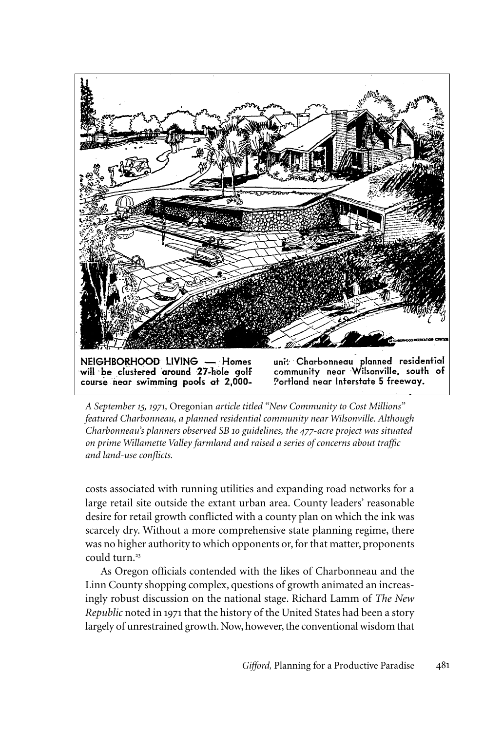NEIGHBORHOOD LIVING — Homes will be clustered around 27-hole golf course near swimming pools at 2,000-unit Charbonneau planned residential community near Wilsonville, south of Portland near Interstate 5 freeway.

*A September 15, 1971,* Oregonian *article titled "New Community to Cost Millions" featured Charbonneau, a planned residential community near Wilsonville. Although Charbonneau's planners observed SB 10 guidelines, the 477-acre project was situated on prime Willamette Valley farmland and raised a series of concerns about traffic and land-use conflicts.*

costs associated with running utilities and expanding road networks for a large retail site outside the extant urban area. County leaders' reasonable desire for retail growth conflicted with a county plan on which the ink was scarcely dry. Without a more comprehensive state planning regime, there was no higher authority to which opponents or, for that matter, proponents could turn.[23]

As Oregon officials contended with the likes of Charbonneau and the Linn County shopping complex, questions of growth animated an increasingly robust discussion on the national stage. Richard Lamm of *The New Republic* noted in 1971 that the history of the United States had been a story largely of unrestrained growth. Now, however, the conventional wisdom that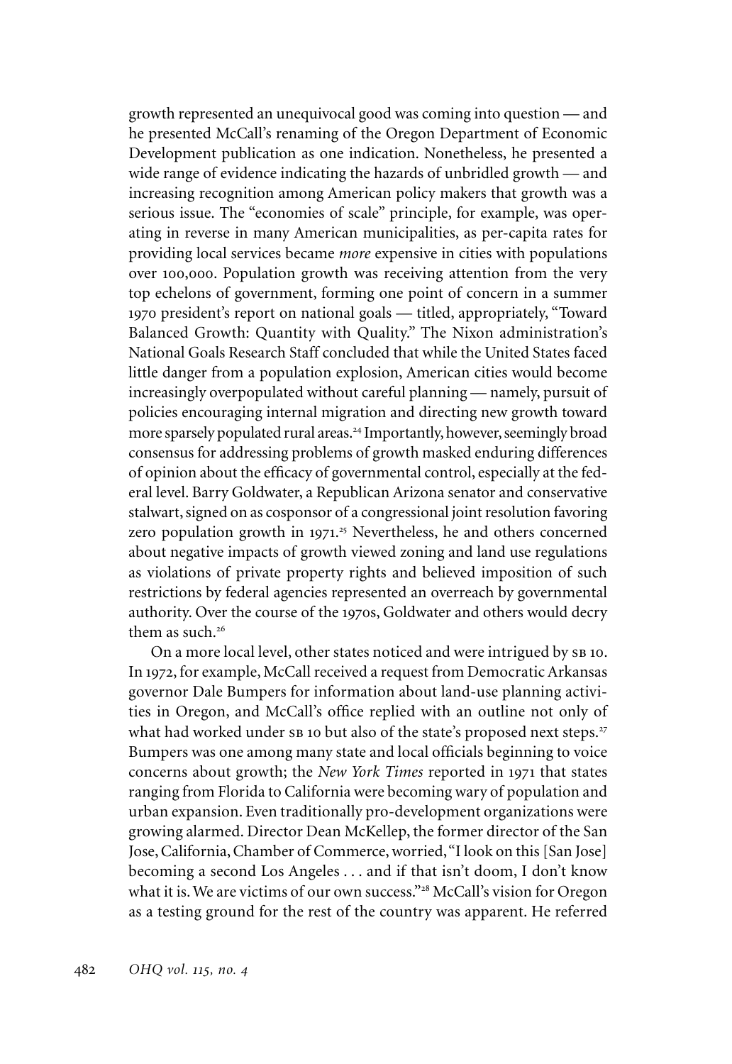growth represented an unequivocal good was coming into question — and he presented McCall's renaming of the Oregon Department of Economic Development publication as one indication. Nonetheless, he presented a wide range of evidence indicating the hazards of unbridled growth — and increasing recognition among American policy makers that growth was a serious issue. The "economies of scale" principle, for example, was operating in reverse in many American municipalities, as per-capita rates for providing local services became *more* expensive in cities with populations over 100,000. Population growth was receiving attention from the very top echelons of government, forming one point of concern in a summer 1970 president's report on national goals — titled, appropriately, "Toward Balanced Growth: Quantity with Quality." The Nixon administration's National Goals Research Staff concluded that while the United States faced little danger from a population explosion, American cities would become increasingly overpopulated without careful planning — namely, pursuit of policies encouraging internal migration and directing new growth toward more sparsely populated rural areas.[24] Importantly, however, seemingly broad consensus for addressing problems of growth masked enduring differences of opinion about the efficacy of governmental control, especially at the federal level. Barry Goldwater, a Republican Arizona senator and conservative stalwart, signed on as cosponsor of a congressional joint resolution favoring zero population growth in 1971.[25] Nevertheless, he and others concerned about negative impacts of growth viewed zoning and land use regulations as violations of private property rights and believed imposition of such restrictions by federal agencies represented an overreach by governmental authority. Over the course of the 1970s, Goldwater and others would decry them as such.[26]

On a more local level, other states noticed and were intrigued by SB 10. In 1972, for example, McCall received a request from Democratic Arkansas governor Dale Bumpers for information about land-use planning activities in Oregon, and McCall's office replied with an outline not only of what had worked under SB 10 but also of the state's proposed next steps.[27] Bumpers was one among many state and local officials beginning to voice concerns about growth; the *New York Times* reported in 1971 that states ranging from Florida to California were becoming wary of population and urban expansion. Even traditionally pro-development organizations were growing alarmed. Director Dean McKellep, the former director of the San Jose, California, Chamber of Commerce, worried, "I look on this [San Jose] becoming a second Los Angeles . . . and if that isn't doom, I don't know what it is. We are victims of our own success."[28] McCall's vision for Oregon as a testing ground for the rest of the country was apparent. He referred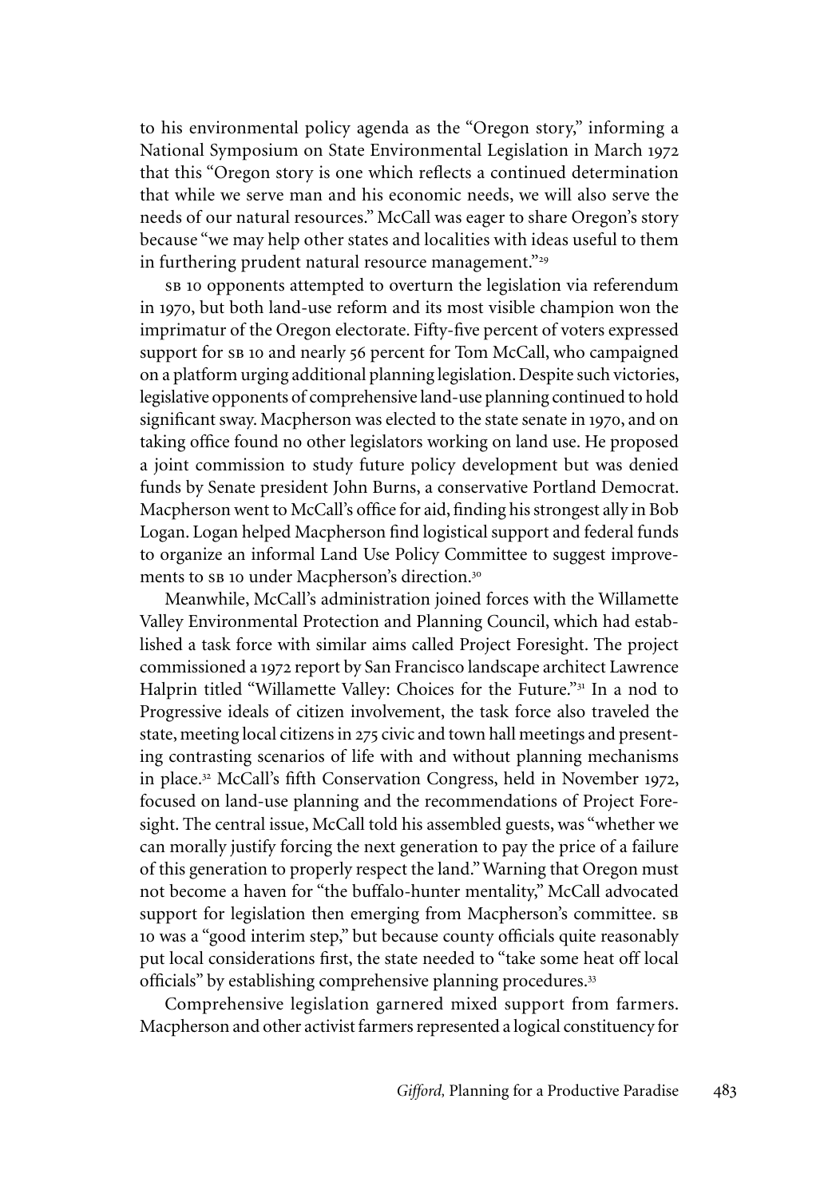to his environmental policy agenda as the "Oregon story," informing a National Symposium on State Environmental Legislation in March 1972 that this "Oregon story is one which reflects a continued determination that while we serve man and his economic needs, we will also serve the needs of our natural resources." McCall was eager to share Oregon's story because "we may help other states and localities with ideas useful to them in furthering prudent natural resource management."[29]

SB 10 opponents attempted to overturn the legislation via referendum in 1970, but both land-use reform and its most visible champion won the imprimatur of the Oregon electorate. Fifty-five percent of voters expressed support for SB 10 and nearly 56 percent for Tom McCall, who campaigned on a platform urging additional planning legislation. Despite such victories, legislative opponents of comprehensive land-use planning continued to hold significant sway. Macpherson was elected to the state senate in 1970, and on taking office found no other legislators working on land use. He proposed a joint commission to study future policy development but was denied funds by Senate president John Burns, a conservative Portland Democrat. Macpherson went to McCall's office for aid, finding his strongest ally in Bob Logan. Logan helped Macpherson find logistical support and federal funds to organize an informal Land Use Policy Committee to suggest improvements to SB 10 under Macpherson's direction.[30]

Meanwhile, McCall's administration joined forces with the Willamette Valley Environmental Protection and Planning Council, which had established a task force with similar aims called Project Foresight. The project commissioned a 1972 report by San Francisco landscape architect Lawrence Halprin titled "Willamette Valley: Choices for the Future."[31] In a nod to Progressive ideals of citizen involvement, the task force also traveled the state, meeting local citizens in 275 civic and town hall meetings and presenting contrasting scenarios of life with and without planning mechanisms in place.[32] McCall's fifth Conservation Congress, held in November 1972, focused on land-use planning and the recommendations of Project Foresight. The central issue, McCall told his assembled guests, was "whether we can morally justify forcing the next generation to pay the price of a failure of this generation to properly respect the land." Warning that Oregon must not become a haven for "the buffalo-hunter mentality," McCall advocated support for legislation then emerging from Macpherson's committee. SB 10 was a "good interim step," but because county officials quite reasonably put local considerations first, the state needed to "take some heat off local officials" by establishing comprehensive planning procedures.[33]

Comprehensive legislation garnered mixed support from farmers. Macpherson and other activist farmers represented a logical constituency for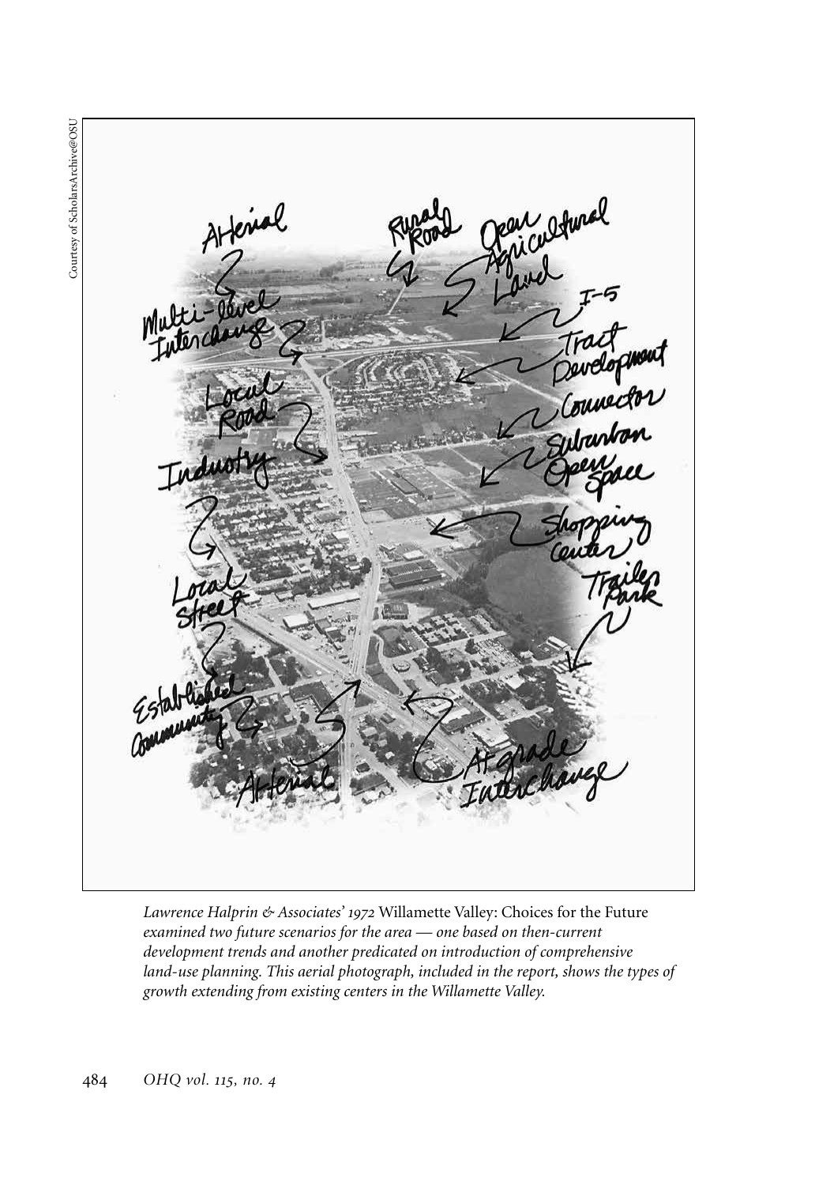Courtesy of ScholarsArchive@OSU

*Lawrence Halprin & Associates' 1972* Willamette Valley: Choices for the Future *examined two future scenarios for the area — one based on then-current development trends and another predicated on introduction of comprehensive land-use planning. This aerial photograph, included in the report, shows the types of growth extending from existing centers in the Willamette Valley.*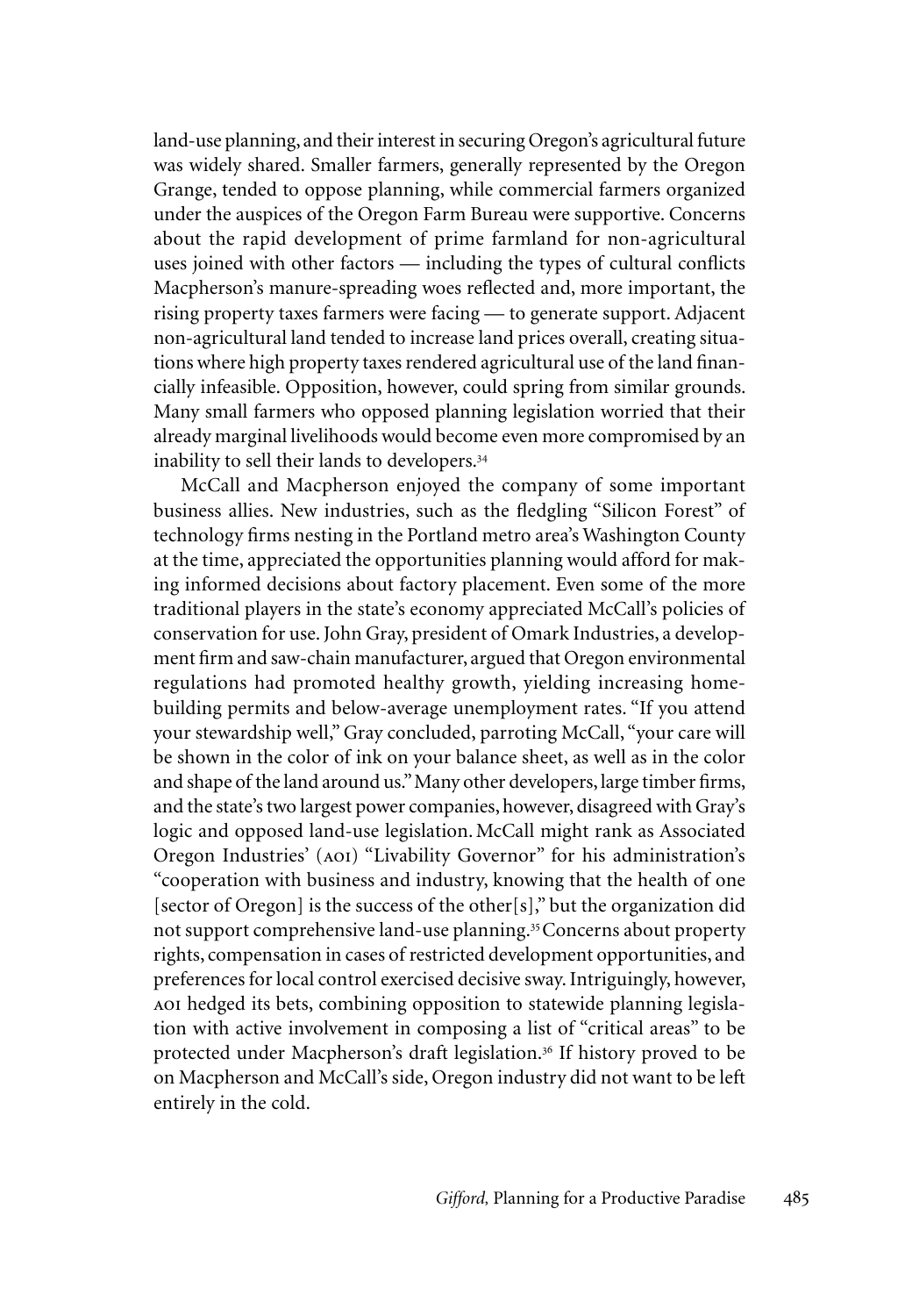land-use planning, and their interest in securing Oregon's agricultural future was widely shared. Smaller farmers, generally represented by the Oregon Grange, tended to oppose planning, while commercial farmers organized under the auspices of the Oregon Farm Bureau were supportive. Concerns about the rapid development of prime farmland for non-agricultural uses joined with other factors — including the types of cultural conflicts Macpherson's manure-spreading woes reflected and, more important, the rising property taxes farmers were facing — to generate support. Adjacent non-agricultural land tended to increase land prices overall, creating situations where high property taxes rendered agricultural use of the land financially infeasible. Opposition, however, could spring from similar grounds. Many small farmers who opposed planning legislation worried that their already marginal livelihoods would become even more compromised by an inability to sell their lands to developers.[34]

McCall and Macpherson enjoyed the company of some important business allies. New industries, such as the fledgling "Silicon Forest" of technology firms nesting in the Portland metro area's Washington County at the time, appreciated the opportunities planning would afford for making informed decisions about factory placement. Even some of the more traditional players in the state's economy appreciated McCall's policies of conservation for use. John Gray, president of Omark Industries, a development firm and saw-chain manufacturer, argued that Oregon environmental regulations had promoted healthy growth, yielding increasing homebuilding permits and below-average unemployment rates. "If you attend your stewardship well," Gray concluded, parroting McCall, "your care will be shown in the color of ink on your balance sheet, as well as in the color and shape of the land around us." Many other developers, large timber firms, and the state's two largest power companies, however, disagreed with Gray's logic and opposed land-use legislation. McCall might rank as Associated Oregon Industries' (AOI) "Livability Governor" for his administration's "cooperation with business and industry, knowing that the health of one [sector of Oregon] is the success of the other[s]," but the organization did not support comprehensive land-use planning.[35] Concerns about property rights, compensation in cases of restricted development opportunities, and preferences for local control exercised decisive sway. Intriguingly, however, AOI hedged its bets, combining opposition to statewide planning legislation with active involvement in composing a list of "critical areas" to be protected under Macpherson's draft legislation.[36] If history proved to be on Macpherson and McCall's side, Oregon industry did not want to be left entirely in the cold.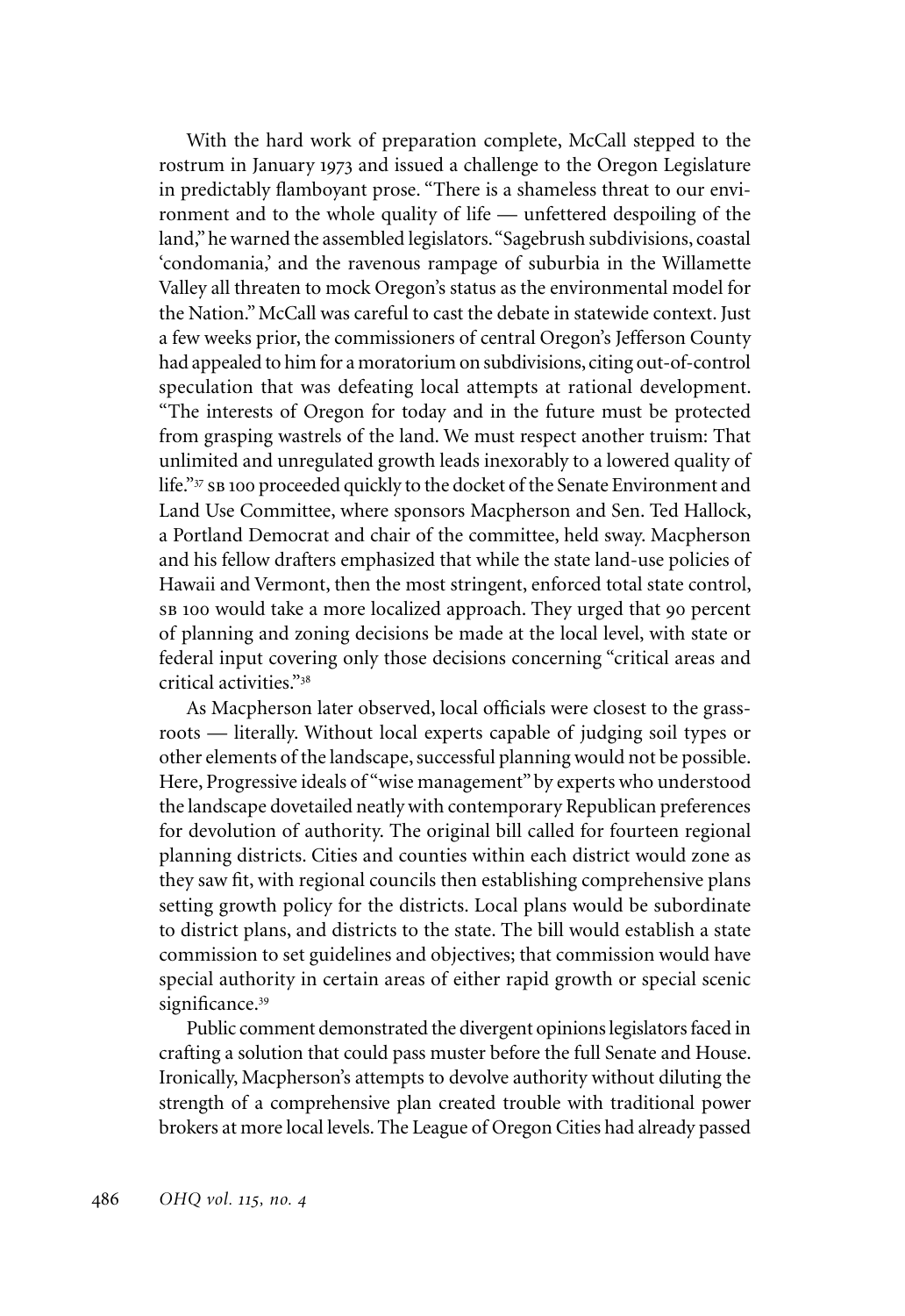With the hard work of preparation complete, McCall stepped to the rostrum in January 1973 and issued a challenge to the Oregon Legislature in predictably flamboyant prose. "There is a shameless threat to our environment and to the whole quality of life — unfettered despoiling of the land," he warned the assembled legislators. "Sagebrush subdivisions, coastal 'condomania,' and the ravenous rampage of suburbia in the Willamette Valley all threaten to mock Oregon's status as the environmental model for the Nation." McCall was careful to cast the debate in statewide context. Just a few weeks prior, the commissioners of central Oregon's Jefferson County had appealed to him for a moratorium on subdivisions, citing out-of-control speculation that was defeating local attempts at rational development. "The interests of Oregon for today and in the future must be protected from grasping wastrels of the land. We must respect another truism: That unlimited and unregulated growth leads inexorably to a lowered quality of life."[37] SB 100 proceeded quickly to the docket of the Senate Environment and Land Use Committee, where sponsors Macpherson and Sen. Ted Hallock, a Portland Democrat and chair of the committee, held sway. Macpherson and his fellow drafters emphasized that while the state land-use policies of Hawaii and Vermont, then the most stringent, enforced total state control, SB 100 would take a more localized approach. They urged that 90 percent of planning and zoning decisions be made at the local level, with state or federal input covering only those decisions concerning "critical areas and critical activities."[38]

As Macpherson later observed, local officials were closest to the grassroots — literally. Without local experts capable of judging soil types or other elements of the landscape, successful planning would not be possible. Here, Progressive ideals of "wise management" by experts who understood the landscape dovetailed neatly with contemporary Republican preferences for devolution of authority. The original bill called for fourteen regional planning districts. Cities and counties within each district would zone as they saw fit, with regional councils then establishing comprehensive plans setting growth policy for the districts. Local plans would be subordinate to district plans, and districts to the state. The bill would establish a state commission to set guidelines and objectives; that commission would have special authority in certain areas of either rapid growth or special scenic significance.[39]

Public comment demonstrated the divergent opinions legislators faced in crafting a solution that could pass muster before the full Senate and House. Ironically, Macpherson's attempts to devolve authority without diluting the strength of a comprehensive plan created trouble with traditional power brokers at more local levels. The League of Oregon Cities had already passed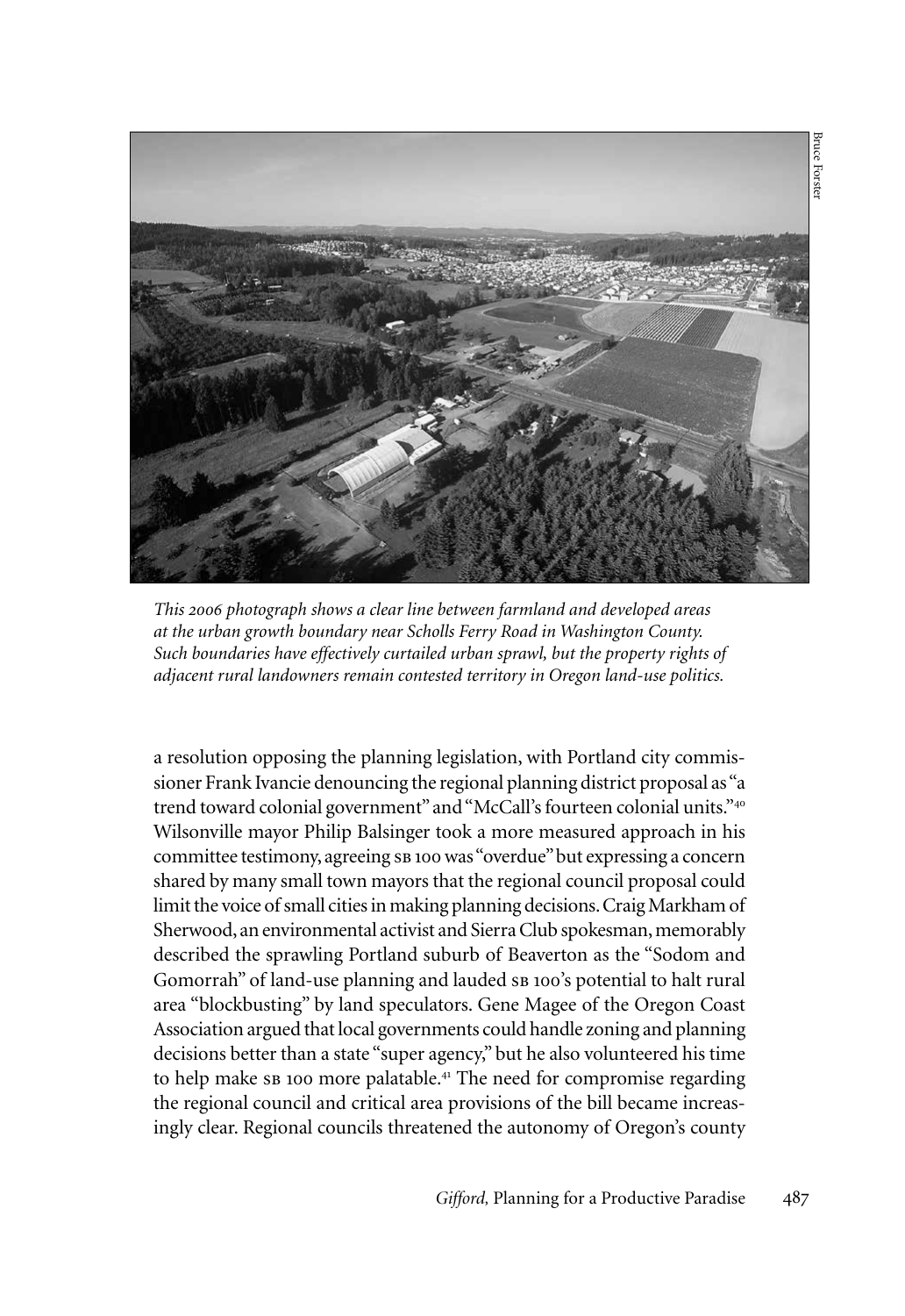Bruce Forster

*This 2006 photograph shows a clear line between farmland and developed areas at the urban growth boundary near Scholls Ferry Road in Washington County. Such boundaries have effectively curtailed urban sprawl, but the property rights of adjacent rural landowners remain contested territory in Oregon land-use politics.*

a resolution opposing the planning legislation, with Portland city commissioner Frank Ivancie denouncing the regional planning district proposal as "a trend toward colonial government" and "McCall's fourteen colonial units."[40] Wilsonville mayor Philip Balsinger took a more measured approach in his committee testimony, agreeing SB 100 was "overdue" but expressing a concern shared by many small town mayors that the regional council proposal could limit the voice of small cities in making planning decisions. Craig Markham of Sherwood, an environmental activist and Sierra Club spokesman, memorably described the sprawling Portland suburb of Beaverton as the "Sodom and Gomorrah" of land-use planning and lauded SB 100's potential to halt rural area "blockbusting" by land speculators. Gene Magee of the Oregon Coast Association argued that local governments could handle zoning and planning decisions better than a state "super agency," but he also volunteered his time to help make SB 100 more palatable.[41] The need for compromise regarding the regional council and critical area provisions of the bill became increasingly clear. Regional councils threatened the autonomy of Oregon's county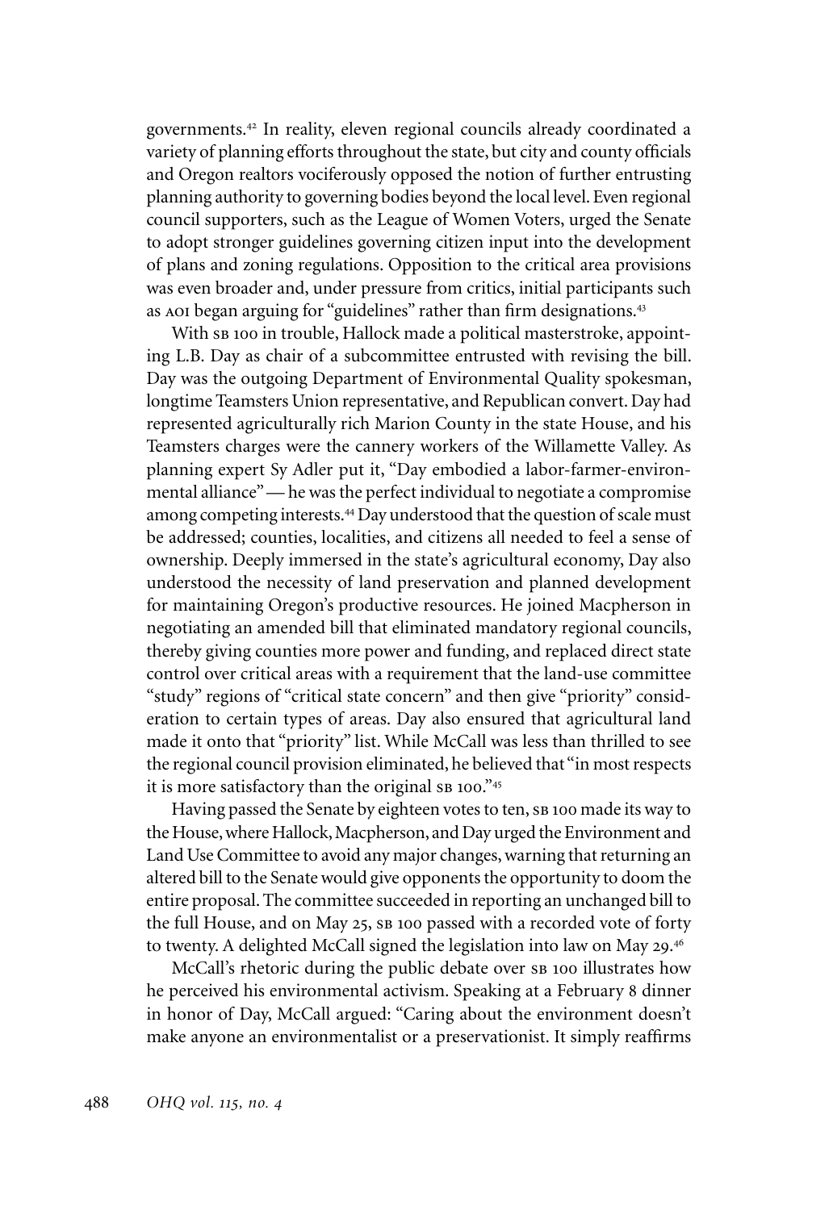governments.[42] In reality, eleven regional councils already coordinated a variety of planning efforts throughout the state, but city and county officials and Oregon realtors vociferously opposed the notion of further entrusting planning authority to governing bodies beyond the local level. Even regional council supporters, such as the League of Women Voters, urged the Senate to adopt stronger guidelines governing citizen input into the development of plans and zoning regulations. Opposition to the critical area provisions was even broader and, under pressure from critics, initial participants such as AOI began arguing for "guidelines" rather than firm designations.[43]

With SB 100 in trouble, Hallock made a political masterstroke, appointing L.B. Day as chair of a subcommittee entrusted with revising the bill. Day was the outgoing Department of Environmental Quality spokesman, longtime Teamsters Union representative, and Republican convert. Day had represented agriculturally rich Marion County in the state House, and his Teamsters charges were the cannery workers of the Willamette Valley. As planning expert Sy Adler put it, "Day embodied a labor-farmer-environmental alliance" — he was the perfect individual to negotiate a compromise among competing interests.[44] Day understood that the question of scale must be addressed; counties, localities, and citizens all needed to feel a sense of ownership. Deeply immersed in the state's agricultural economy, Day also understood the necessity of land preservation and planned development for maintaining Oregon's productive resources. He joined Macpherson in negotiating an amended bill that eliminated mandatory regional councils, thereby giving counties more power and funding, and replaced direct state control over critical areas with a requirement that the land-use committee "study" regions of "critical state concern" and then give "priority" consideration to certain types of areas. Day also ensured that agricultural land made it onto that "priority" list. While McCall was less than thrilled to see the regional council provision eliminated, he believed that "in most respects it is more satisfactory than the original SB 100."[45]

Having passed the Senate by eighteen votes to ten, SB 100 made its way to the House, where Hallock, Macpherson, and Day urged the Environment and Land Use Committee to avoid any major changes, warning that returning an altered bill to the Senate would give opponents the opportunity to doom the entire proposal. The committee succeeded in reporting an unchanged bill to the full House, and on May 25, SB 100 passed with a recorded vote of forty to twenty. A delighted McCall signed the legislation into law on May 29.[46]

McCall's rhetoric during the public debate over SB 100 illustrates how he perceived his environmental activism. Speaking at a February 8 dinner in honor of Day, McCall argued: "Caring about the environment doesn't make anyone an environmentalist or a preservationist. It simply reaffirms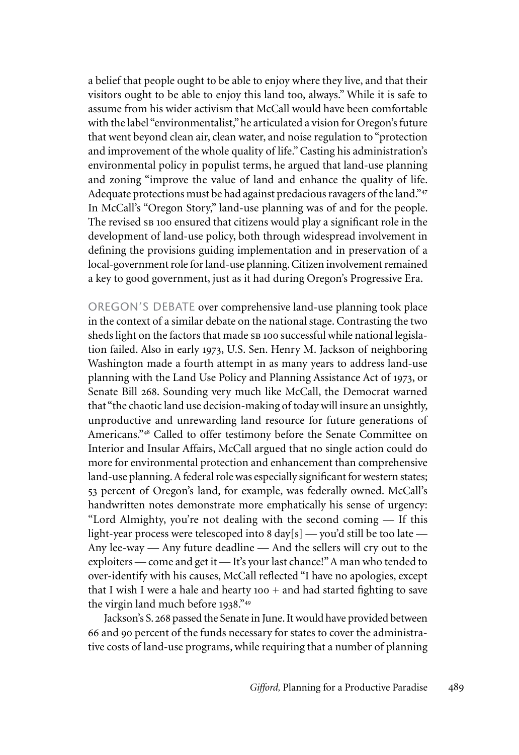a belief that people ought to be able to enjoy where they live, and that their visitors ought to be able to enjoy this land too, always." While it is safe to assume from his wider activism that McCall would have been comfortable with the label "environmentalist," he articulated a vision for Oregon's future that went beyond clean air, clean water, and noise regulation to "protection and improvement of the whole quality of life." Casting his administration's environmental policy in populist terms, he argued that land-use planning and zoning "improve the value of land and enhance the quality of life. Adequate protections must be had against predacious ravagers of the land."[47] In McCall's "Oregon Story," land-use planning was of and for the people. The revised SB 100 ensured that citizens would play a significant role in the development of land-use policy, both through widespread involvement in defining the provisions guiding implementation and in preservation of a local-government role for land-use planning. Citizen involvement remained a key to good government, just as it had during Oregon's Progressive Era.

OREGON'S DEBATE over comprehensive land-use planning took place in the context of a similar debate on the national stage. Contrasting the two sheds light on the factors that made SB 100 successful while national legislation failed. Also in early 1973, U.S. Sen. Henry M. Jackson of neighboring Washington made a fourth attempt in as many years to address land-use planning with the Land Use Policy and Planning Assistance Act of 1973, or Senate Bill 268. Sounding very much like McCall, the Democrat warned that "the chaotic land use decision-making of today will insure an unsightly, unproductive and unrewarding land resource for future generations of Americans."[48] Called to offer testimony before the Senate Committee on Interior and Insular Affairs, McCall argued that no single action could do more for environmental protection and enhancement than comprehensive land-use planning. A federal role was especially significant for western states; 53 percent of Oregon's land, for example, was federally owned. McCall's handwritten notes demonstrate more emphatically his sense of urgency: "Lord Almighty, you're not dealing with the second coming — If this light-year process were telescoped into 8 day[s] — you'd still be too late — Any lee-way — Any future deadline — And the sellers will cry out to the exploiters — come and get it — It's your last chance!" A man who tended to over-identify with his causes, McCall reflected "I have no apologies, except that I wish I were a hale and hearty 100 + and had started fighting to save the virgin land much before 1938."[49]

Jackson's S. 268 passed the Senate in June. It would have provided between 66 and 90 percent of the funds necessary for states to cover the administrative costs of land-use programs, while requiring that a number of planning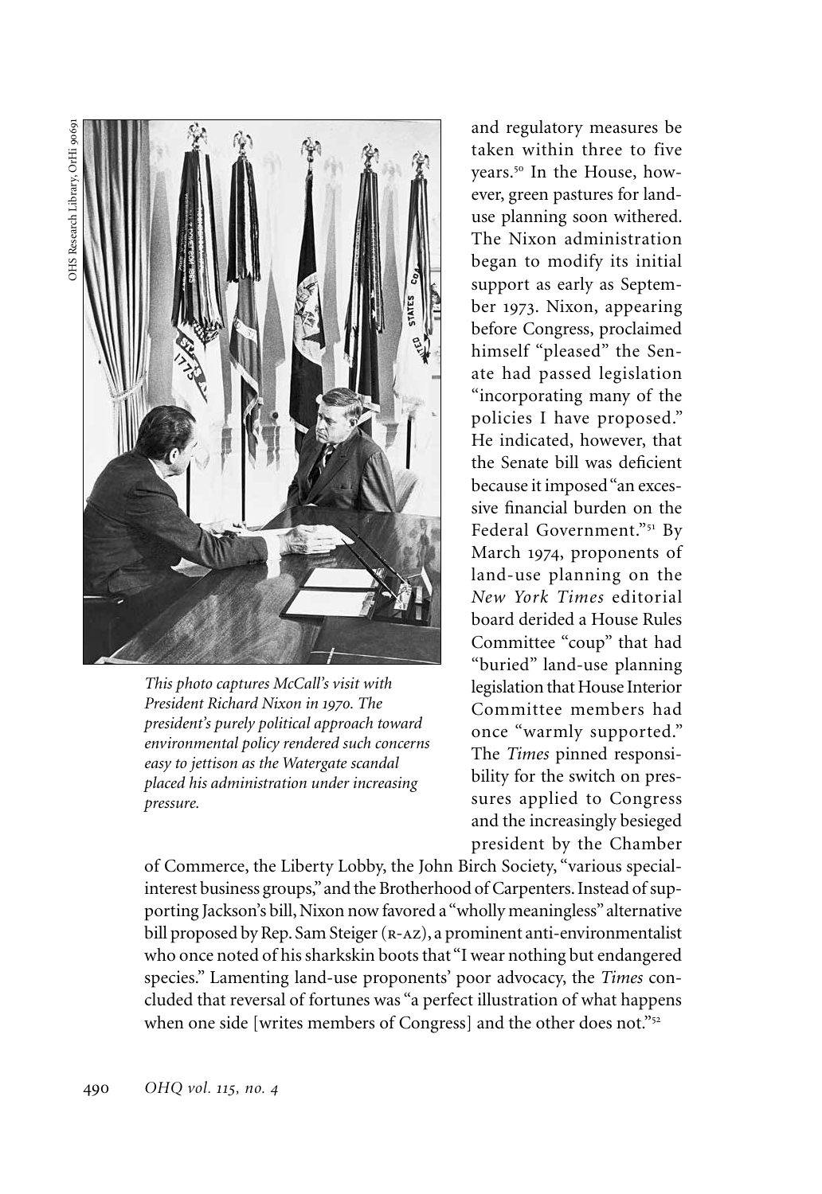and regulatory measures be taken within three to five years.[50] In the House, however, green pastures for land-use planning soon withered. The Nixon administration began to modify its initial support as early as September 1973. Nixon, appearing before Congress, proclaimed himself "pleased" the Senate had passed legislation "incorporating many of the policies I have proposed." He indicated, however, that the Senate bill was deficient because it imposed "an excessive financial burden on the Federal Government."[51] By March 1974, proponents of land-use planning on the *New York Times* editorial board derided a House Rules Committee "coup" that had "buried" land-use planning legislation that House Interior Committee members had once "warmly supported." The *Times* pinned responsibility for the switch on pressures applied to Congress and the increasingly besieged president by the Chamber of Commerce, the Liberty Lobby, the John Birch Society, "various special-interest business groups," and the Brotherhood of Carpenters. Instead of supporting Jackson's bill, Nixon now favored a "wholly meaningless" alternative bill proposed by Rep. Sam Steiger (R-AZ), a prominent anti-environmentalist who once noted of his sharkskin boots that "I wear nothing but endangered species." Lamenting land-use proponents' poor advocacy, the *Times* concluded that reversal of fortunes was "a perfect illustration of what happens when one side [writes members of Congress] and the other does not."[52]

OHS Research Library, OrHi 90691

*This photo captures McCall's visit with President Richard Nixon in 1970. The president's purely political approach toward environmental policy rendered such concerns easy to jettison as the Watergate scandal placed his administration under increasing pressure.*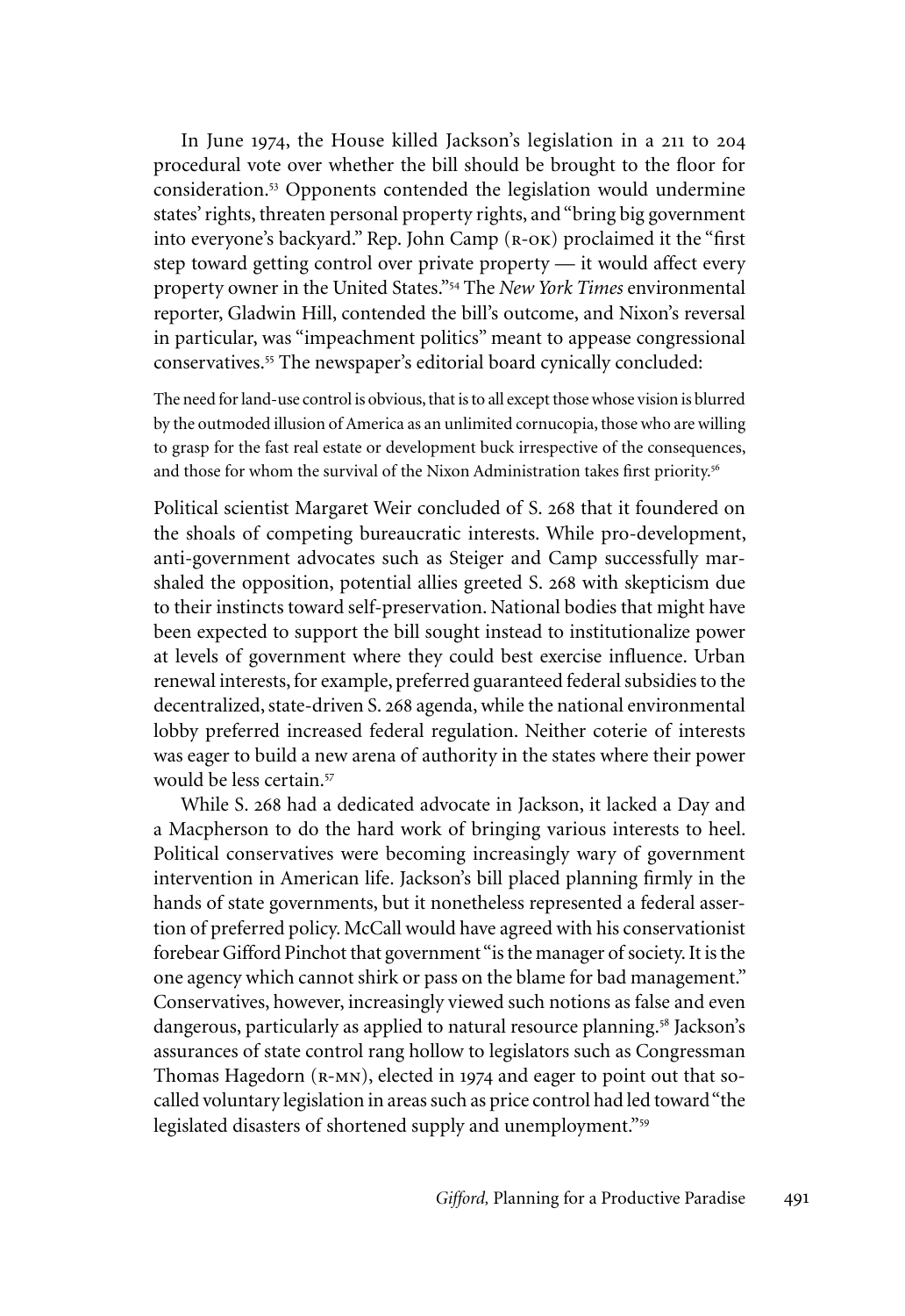In June 1974, the House killed Jackson's legislation in a 211 to 204 procedural vote over whether the bill should be brought to the floor for consideration.[53] Opponents contended the legislation would undermine states' rights, threaten personal property rights, and "bring big government into everyone's backyard." Rep. John Camp (R-OK) proclaimed it the "first step toward getting control over private property — it would affect every property owner in the United States."[54] The *New York Times* environmental reporter, Gladwin Hill, contended the bill's outcome, and Nixon's reversal in particular, was "impeachment politics" meant to appease congressional conservatives.[55] The newspaper's editorial board cynically concluded:

> The need for land-use control is obvious, that is to all except those whose vision is blurred by the outmoded illusion of America as an unlimited cornucopia, those who are willing to grasp for the fast real estate or development buck irrespective of the consequences, and those for whom the survival of the Nixon Administration takes first priority.[56]

Political scientist Margaret Weir concluded of S. 268 that it foundered on the shoals of competing bureaucratic interests. While pro-development, anti-government advocates such as Steiger and Camp successfully marshaled the opposition, potential allies greeted S. 268 with skepticism due to their instincts toward self-preservation. National bodies that might have been expected to support the bill sought instead to institutionalize power at levels of government where they could best exercise influence. Urban renewal interests, for example, preferred guaranteed federal subsidies to the decentralized, state-driven S. 268 agenda, while the national environmental lobby preferred increased federal regulation. Neither coterie of interests was eager to build a new arena of authority in the states where their power would be less certain.[57]

While S. 268 had a dedicated advocate in Jackson, it lacked a Day and a Macpherson to do the hard work of bringing various interests to heel. Political conservatives were becoming increasingly wary of government intervention in American life. Jackson's bill placed planning firmly in the hands of state governments, but it nonetheless represented a federal assertion of preferred policy. McCall would have agreed with his conservationist forebear Gifford Pinchot that government "is the manager of society. It is the one agency which cannot shirk or pass on the blame for bad management." Conservatives, however, increasingly viewed such notions as false and even dangerous, particularly as applied to natural resource planning.[58] Jackson's assurances of state control rang hollow to legislators such as Congressman Thomas Hagedorn (R-MN), elected in 1974 and eager to point out that so-called voluntary legislation in areas such as price control had led toward "the legislated disasters of shortened supply and unemployment."[59]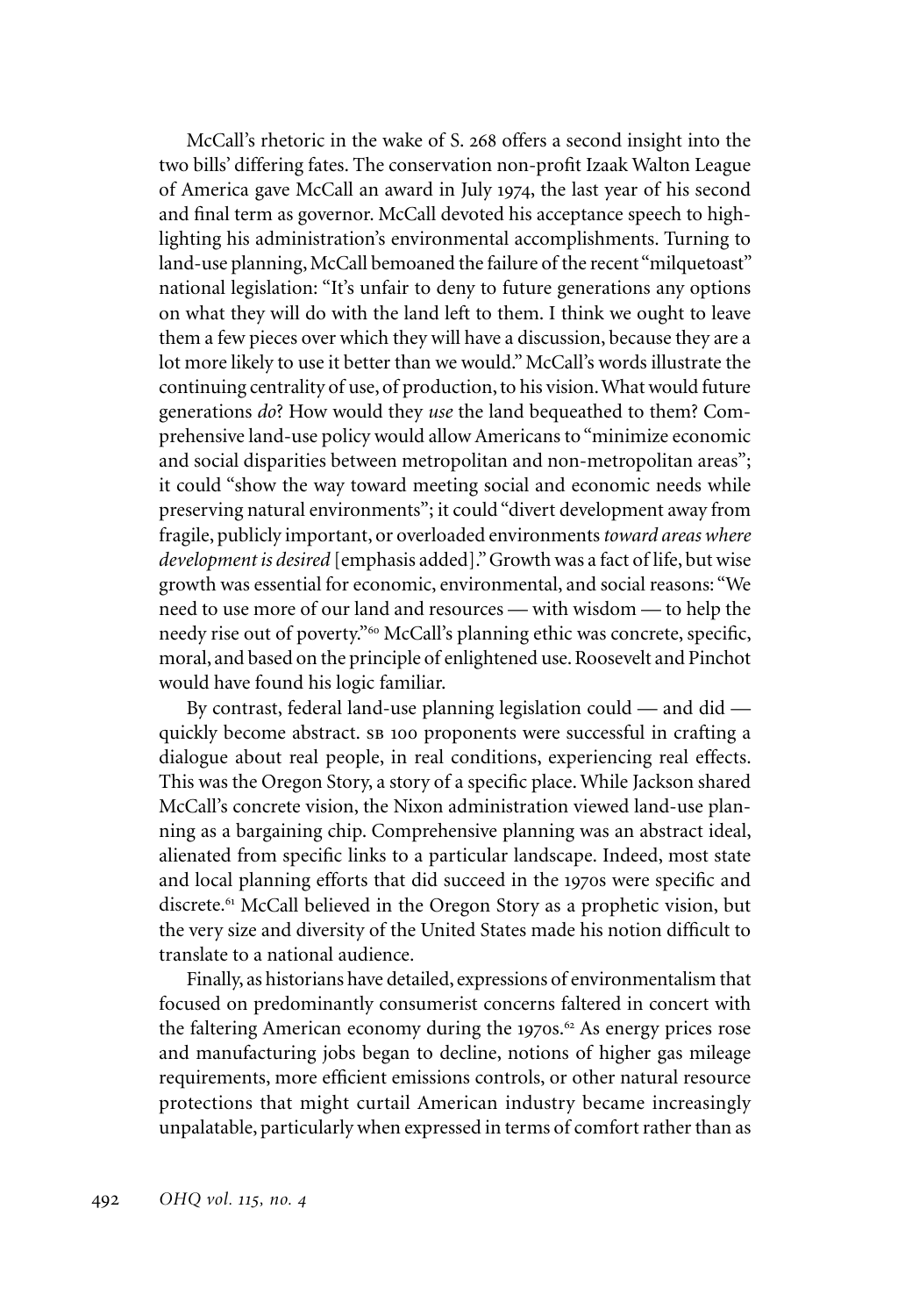McCall's rhetoric in the wake of S. 268 offers a second insight into the two bills' differing fates. The conservation non-profit Izaak Walton League of America gave McCall an award in July 1974, the last year of his second and final term as governor. McCall devoted his acceptance speech to highlighting his administration's environmental accomplishments. Turning to land-use planning, McCall bemoaned the failure of the recent "milquetoast" national legislation: "It's unfair to deny to future generations any options on what they will do with the land left to them. I think we ought to leave them a few pieces over which they will have a discussion, because they are a lot more likely to use it better than we would." McCall's words illustrate the continuing centrality of use, of production, to his vision. What would future generations *do*? How would they *use* the land bequeathed to them? Comprehensive land-use policy would allow Americans to "minimize economic and social disparities between metropolitan and non-metropolitan areas"; it could "show the way toward meeting social and economic needs while preserving natural environments"; it could "divert development away from fragile, publicly important, or overloaded environments *toward areas where development is desired* [emphasis added]." Growth was a fact of life, but wise growth was essential for economic, environmental, and social reasons: "We need to use more of our land and resources — with wisdom — to help the needy rise out of poverty."[60] McCall's planning ethic was concrete, specific, moral, and based on the principle of enlightened use. Roosevelt and Pinchot would have found his logic familiar.

By contrast, federal land-use planning legislation could — and did — quickly become abstract. SB 100 proponents were successful in crafting a dialogue about real people, in real conditions, experiencing real effects. This was the Oregon Story, a story of a specific place. While Jackson shared McCall's concrete vision, the Nixon administration viewed land-use planning as a bargaining chip. Comprehensive planning was an abstract ideal, alienated from specific links to a particular landscape. Indeed, most state and local planning efforts that did succeed in the 1970s were specific and discrete.[61] McCall believed in the Oregon Story as a prophetic vision, but the very size and diversity of the United States made his notion difficult to translate to a national audience.

Finally, as historians have detailed, expressions of environmentalism that focused on predominantly consumerist concerns faltered in concert with the faltering American economy during the 1970s.[62] As energy prices rose and manufacturing jobs began to decline, notions of higher gas mileage requirements, more efficient emissions controls, or other natural resource protections that might curtail American industry became increasingly unpalatable, particularly when expressed in terms of comfort rather than as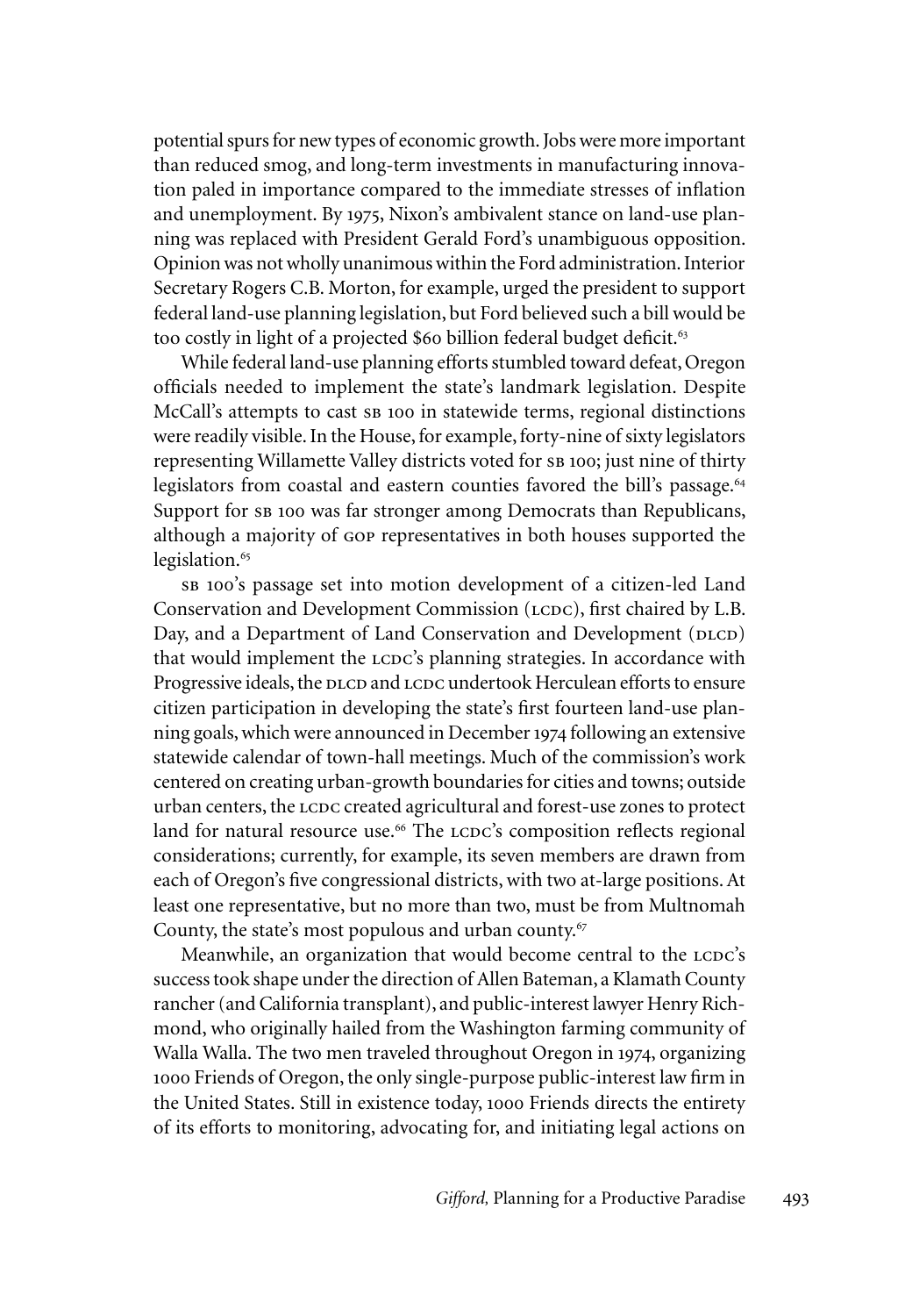potential spurs for new types of economic growth. Jobs were more important than reduced smog, and long-term investments in manufacturing innovation paled in importance compared to the immediate stresses of inflation and unemployment. By 1975, Nixon's ambivalent stance on land-use planning was replaced with President Gerald Ford's unambiguous opposition. Opinion was not wholly unanimous within the Ford administration. Interior Secretary Rogers C.B. Morton, for example, urged the president to support federal land-use planning legislation, but Ford believed such a bill would be too costly in light of a projected $60 billion federal budget deficit.[63]

While federal land-use planning efforts stumbled toward defeat, Oregon officials needed to implement the state's landmark legislation. Despite McCall's attempts to cast SB 100 in statewide terms, regional distinctions were readily visible. In the House, for example, forty-nine of sixty legislators representing Willamette Valley districts voted for SB 100; just nine of thirty legislators from coastal and eastern counties favored the bill's passage.[64] Support for SB 100 was far stronger among Democrats than Republicans, although a majority of GOP representatives in both houses supported the legislation.[65]

SB 100's passage set into motion development of a citizen-led Land Conservation and Development Commission (LCDC), first chaired by L.B. Day, and a Department of Land Conservation and Development (DLCD) that would implement the LCDC's planning strategies. In accordance with Progressive ideals, the DLCD and LCDC undertook Herculean efforts to ensure citizen participation in developing the state's first fourteen land-use planning goals, which were announced in December 1974 following an extensive statewide calendar of town-hall meetings. Much of the commission's work centered on creating urban-growth boundaries for cities and towns; outside urban centers, the LCDC created agricultural and forest-use zones to protect land for natural resource use.[66] The LCDC's composition reflects regional considerations; currently, for example, its seven members are drawn from each of Oregon's five congressional districts, with two at-large positions. At least one representative, but no more than two, must be from Multnomah County, the state's most populous and urban county.[67]

Meanwhile, an organization that would become central to the LCDC's success took shape under the direction of Allen Bateman, a Klamath County rancher (and California transplant), and public-interest lawyer Henry Richmond, who originally hailed from the Washington farming community of Walla Walla. The two men traveled throughout Oregon in 1974, organizing 1000 Friends of Oregon, the only single-purpose public-interest law firm in the United States. Still in existence today, 1000 Friends directs the entirety of its efforts to monitoring, advocating for, and initiating legal actions on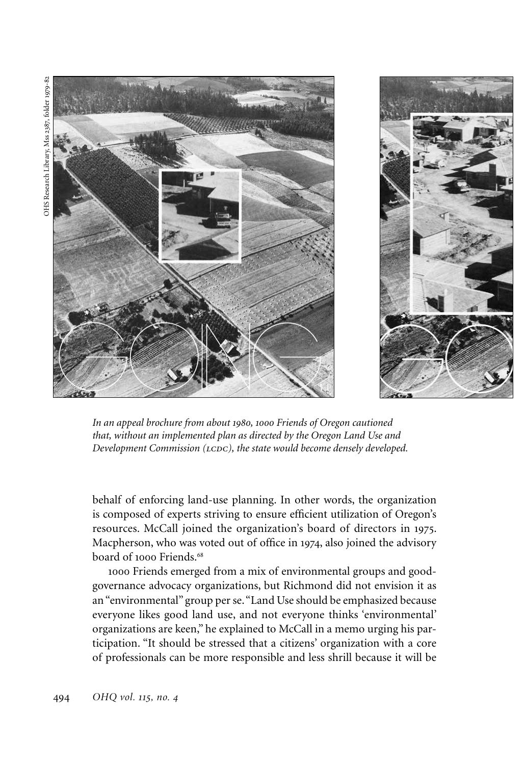*In an appeal brochure from about 1980, 1000 Friends of Oregon cautioned that, without an implemented plan as directed by the Oregon Land Use and Development Commission (LCDC), the state would become densely developed.*

OHS Research Library, Mss 2387, folder 1979-82

behalf of enforcing land-use planning. In other words, the organization is composed of experts striving to ensure efficient utilization of Oregon's resources. McCall joined the organization's board of directors in 1975. Macpherson, who was voted out of office in 1974, also joined the advisory board of 1000 Friends.[68]

1000 Friends emerged from a mix of environmental groups and good-governance advocacy organizations, but Richmond did not envision it as an "environmental" group per se. "Land Use should be emphasized because everyone likes good land use, and not everyone thinks 'environmental' organizations are keen," he explained to McCall in a memo urging his participation. "It should be stressed that a citizens' organization with a core of professionals can be more responsible and less shrill because it will be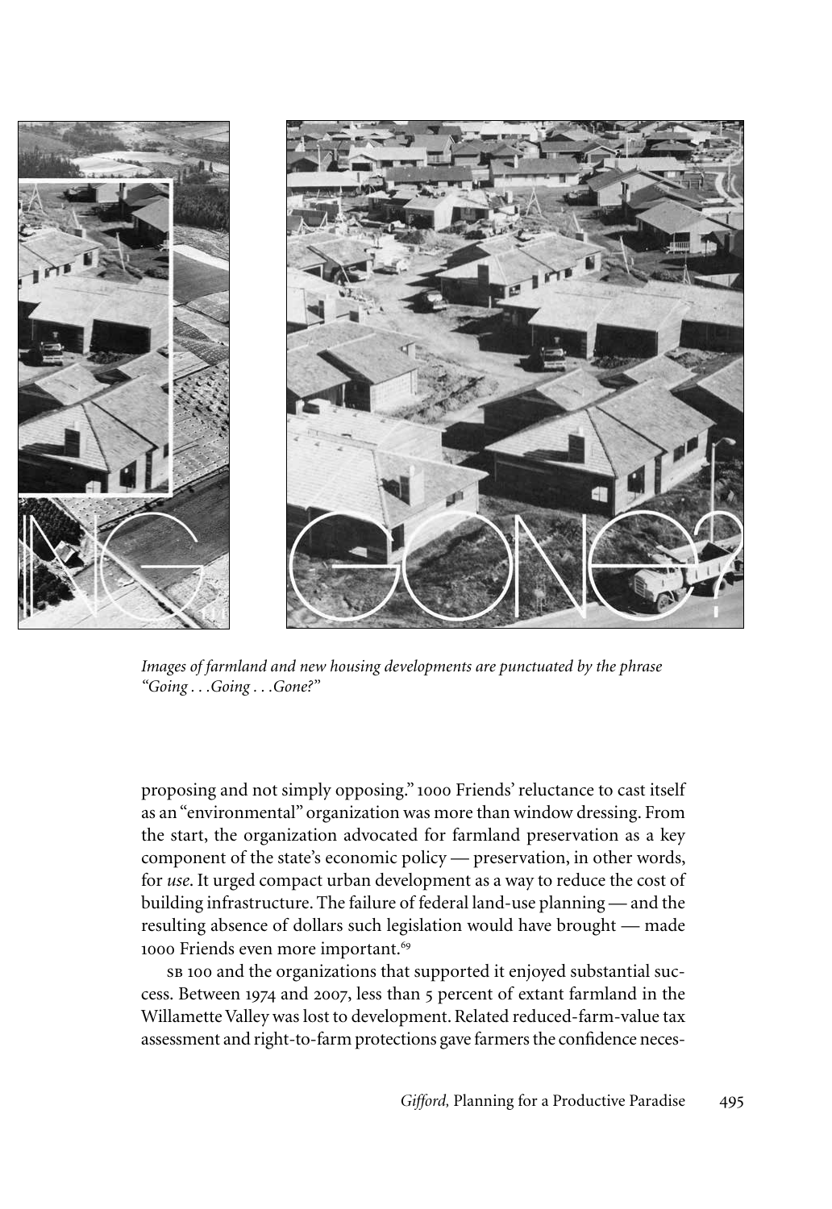*Images of farmland and new housing developments are punctuated by the phrase "Going . . . Going . . . Gone?"*

proposing and not simply opposing." 1000 Friends' reluctance to cast itself as an "environmental" organization was more than window dressing. From the start, the organization advocated for farmland preservation as a key component of the state's economic policy — preservation, in other words, for *use*. It urged compact urban development as a way to reduce the cost of building infrastructure. The failure of federal land-use planning — and the resulting absence of dollars such legislation would have brought — made 1000 Friends even more important.[69]

SB 100 and the organizations that supported it enjoyed substantial success. Between 1974 and 2007, less than 5 percent of extant farmland in the Willamette Valley was lost to development. Related reduced-farm-value tax assessment and right-to-farm protections gave farmers the confidence neces-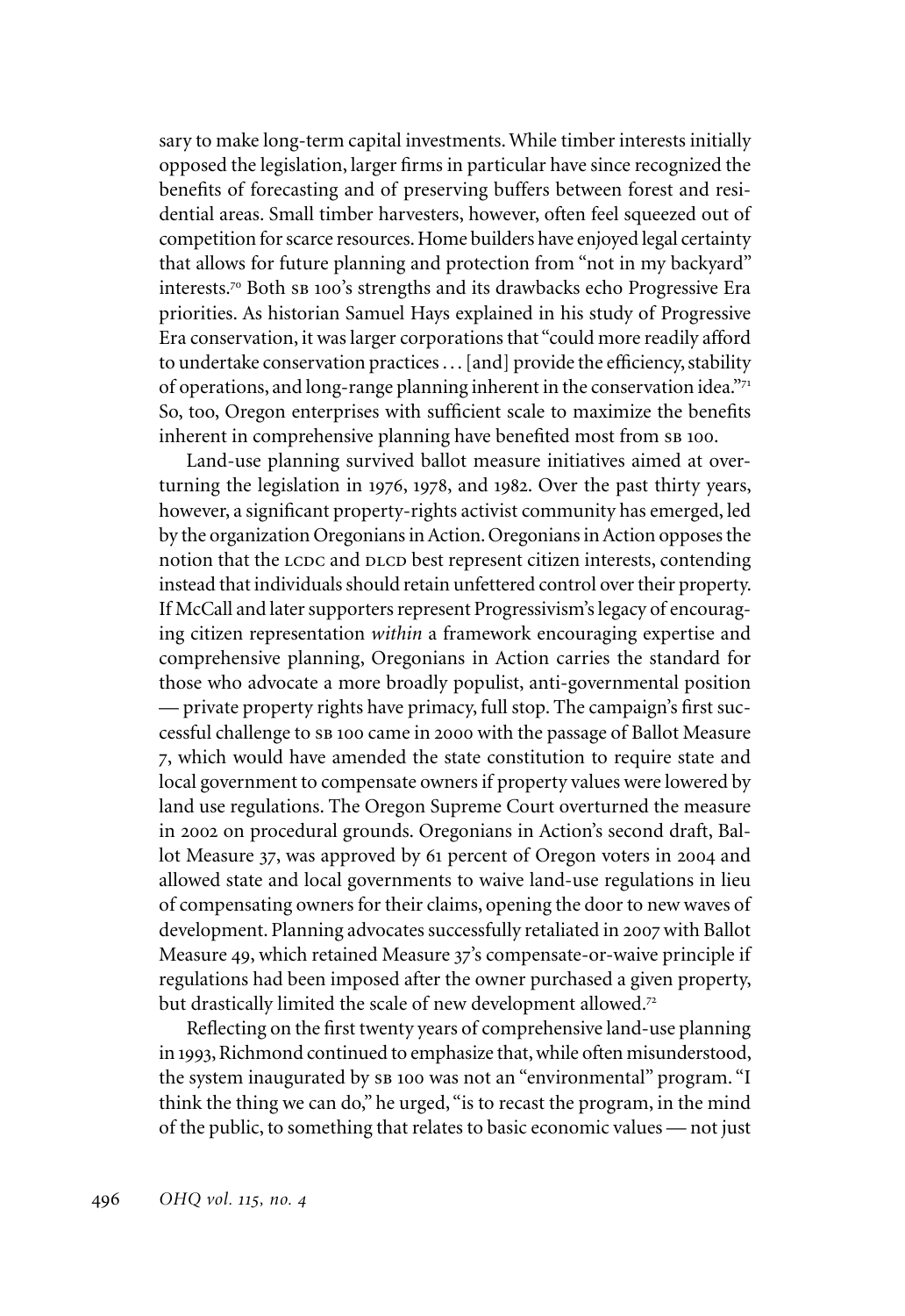sary to make long-term capital investments. While timber interests initially opposed the legislation, larger firms in particular have since recognized the benefits of forecasting and of preserving buffers between forest and residential areas. Small timber harvesters, however, often feel squeezed out of competition for scarce resources. Home builders have enjoyed legal certainty that allows for future planning and protection from "not in my backyard" interests.[70] Both SB 100's strengths and its drawbacks echo Progressive Era priorities. As historian Samuel Hays explained in his study of Progressive Era conservation, it was larger corporations that "could more readily afford to undertake conservation practices . . . [and] provide the efficiency, stability of operations, and long-range planning inherent in the conservation idea."[71] So, too, Oregon enterprises with sufficient scale to maximize the benefits inherent in comprehensive planning have benefited most from SB 100.

Land-use planning survived ballot measure initiatives aimed at overturning the legislation in 1976, 1978, and 1982. Over the past thirty years, however, a significant property-rights activist community has emerged, led by the organization Oregonians in Action. Oregonians in Action opposes the notion that the LCDC and DLCD best represent citizen interests, contending instead that individuals should retain unfettered control over their property. If McCall and later supporters represent Progressivism's legacy of encouraging citizen representation *within* a framework encouraging expertise and comprehensive planning, Oregonians in Action carries the standard for those who advocate a more broadly populist, anti-governmental position — private property rights have primacy, full stop. The campaign's first successful challenge to SB 100 came in 2000 with the passage of Ballot Measure 7, which would have amended the state constitution to require state and local government to compensate owners if property values were lowered by land use regulations. The Oregon Supreme Court overturned the measure in 2002 on procedural grounds. Oregonians in Action's second draft, Ballot Measure 37, was approved by 61 percent of Oregon voters in 2004 and allowed state and local governments to waive land-use regulations in lieu of compensating owners for their claims, opening the door to new waves of development. Planning advocates successfully retaliated in 2007 with Ballot Measure 49, which retained Measure 37's compensate-or-waive principle if regulations had been imposed after the owner purchased a given property, but drastically limited the scale of new development allowed.[72]

Reflecting on the first twenty years of comprehensive land-use planning in 1993, Richmond continued to emphasize that, while often misunderstood, the system inaugurated by SB 100 was not an "environmental" program. "I think the thing we can do," he urged, "is to recast the program, in the mind of the public, to something that relates to basic economic values — not just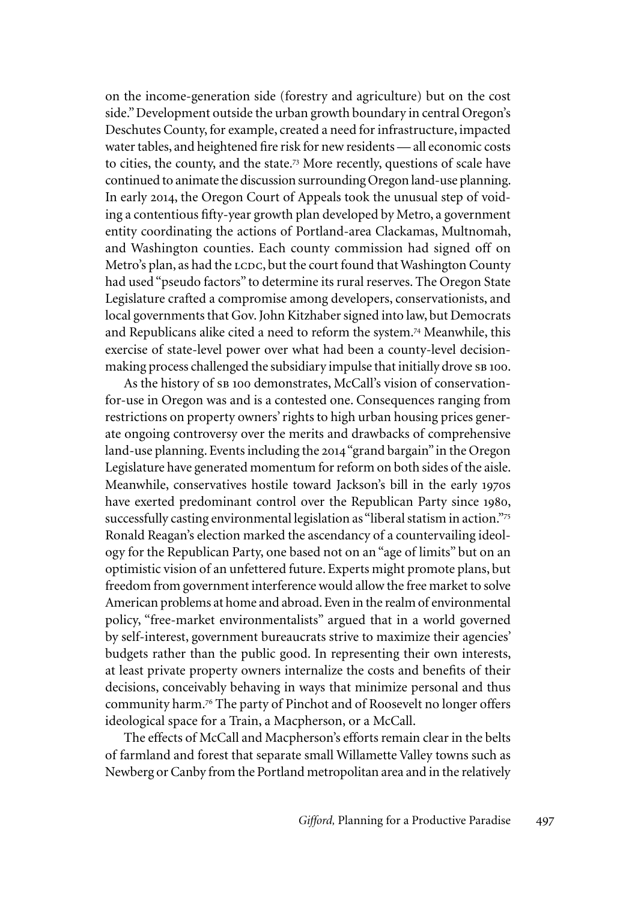on the income-generation side (forestry and agriculture) but on the cost side." Development outside the urban growth boundary in central Oregon's Deschutes County, for example, created a need for infrastructure, impacted water tables, and heightened fire risk for new residents — all economic costs to cities, the county, and the state.[73] More recently, questions of scale have continued to animate the discussion surrounding Oregon land-use planning. In early 2014, the Oregon Court of Appeals took the unusual step of voiding a contentious fifty-year growth plan developed by Metro, a government entity coordinating the actions of Portland-area Clackamas, Multnomah, and Washington counties. Each county commission had signed off on Metro's plan, as had the LCDC, but the court found that Washington County had used "pseudo factors" to determine its rural reserves. The Oregon State Legislature crafted a compromise among developers, conservationists, and local governments that Gov. John Kitzhaber signed into law, but Democrats and Republicans alike cited a need to reform the system.[74] Meanwhile, this exercise of state-level power over what had been a county-level decision-making process challenged the subsidiary impulse that initially drove SB 100.

As the history of SB 100 demonstrates, McCall's vision of conservation-for-use in Oregon was and is a contested one. Consequences ranging from restrictions on property owners' rights to high urban housing prices generate ongoing controversy over the merits and drawbacks of comprehensive land-use planning. Events including the 2014 "grand bargain" in the Oregon Legislature have generated momentum for reform on both sides of the aisle. Meanwhile, conservatives hostile toward Jackson's bill in the early 1970s have exerted predominant control over the Republican Party since 1980, successfully casting environmental legislation as "liberal statism in action."[75] Ronald Reagan's election marked the ascendancy of a countervailing ideology for the Republican Party, one based not on an "age of limits" but on an optimistic vision of an unfettered future. Experts might promote plans, but freedom from government interference would allow the free market to solve American problems at home and abroad. Even in the realm of environmental policy, "free-market environmentalists" argued that in a world governed by self-interest, government bureaucrats strive to maximize their agencies' budgets rather than the public good. In representing their own interests, at least private property owners internalize the costs and benefits of their decisions, conceivably behaving in ways that minimize personal and thus community harm.[76] The party of Pinchot and of Roosevelt no longer offers ideological space for a Train, a Macpherson, or a McCall.

The effects of McCall and Macpherson's efforts remain clear in the belts of farmland and forest that separate small Willamette Valley towns such as Newberg or Canby from the Portland metropolitan area and in the relatively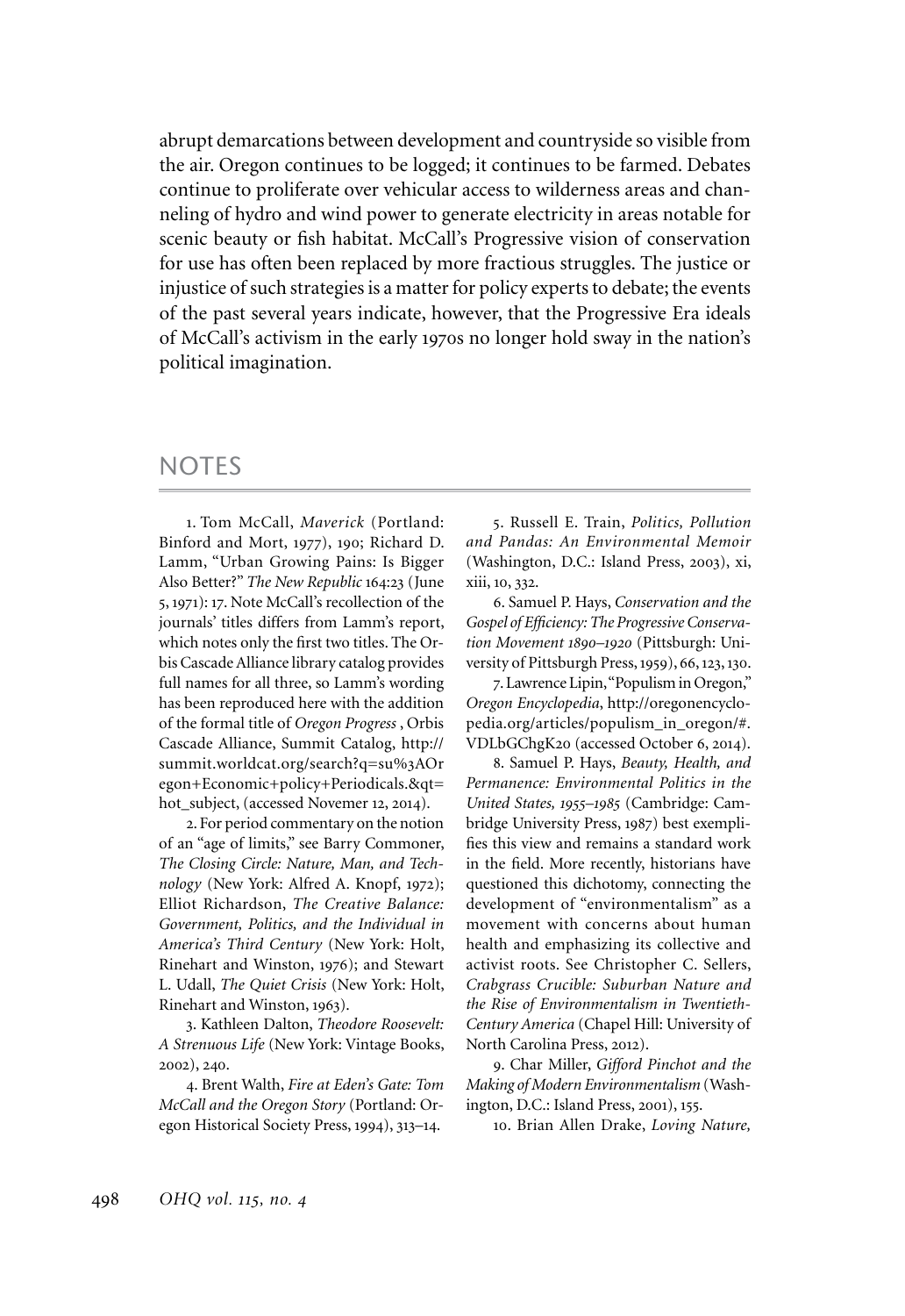abrupt demarcations between development and countryside so visible from the air. Oregon continues to be logged; it continues to be farmed. Debates continue to proliferate over vehicular access to wilderness areas and channeling of hydro and wind power to generate electricity in areas notable for scenic beauty or fish habitat. McCall's Progressive vision of conservation for use has often been replaced by more fractious struggles. The justice or injustice of such strategies is a matter for policy experts to debate; the events of the past several years indicate, however, that the Progressive Era ideals of McCall's activism in the early 1970s no longer hold sway in the nation's political imagination.

## NOTES

1. Tom McCall, *Maverick* (Portland: Binford and Mort, 1977), 190; Richard D. Lamm, "Urban Growing Pains: Is Bigger Also Better?" *The New Republic* 164:23 (June 5, 1971): 17. Note McCall's recollection of the journals' titles differs from Lamm's report, which notes only the first two titles. The Orbis Cascade Alliance library catalog provides full names for all three, so Lamm's wording has been reproduced here with the addition of the formal title of *Oregon Progress* , Orbis Cascade Alliance, Summit Catalog, http://summit.worldcat.org/search?q=su%3AOregon+Economic+policy+Periodicals.&qt=hot_subject, (accessed Novemer 12, 2014).

2. For period commentary on the notion of an "age of limits," see Barry Commoner, *The Closing Circle: Nature, Man, and Technology* (New York: Alfred A. Knopf, 1972); Elliot Richardson, *The Creative Balance: Government, Politics, and the Individual in America's Third Century* (New York: Holt, Rinehart and Winston, 1976); and Stewart L. Udall, *The Quiet Crisis* (New York: Holt, Rinehart and Winston, 1963).

3. Kathleen Dalton, *Theodore Roosevelt: A Strenuous Life* (New York: Vintage Books, 2002), 240.

4. Brent Walth, *Fire at Eden's Gate: Tom McCall and the Oregon Story* (Portland: Oregon Historical Society Press, 1994), 313–14.

5. Russell E. Train, *Politics, Pollution and Pandas: An Environmental Memoir* (Washington, D.C.: Island Press, 2003), xi, xiii, 10, 332.

6. Samuel P. Hays, *Conservation and the Gospel of Efficiency: The Progressive Conservation Movement 1890–1920* (Pittsburgh: University of Pittsburgh Press, 1959), 66, 123, 130.

7. Lawrence Lipin, "Populism in Oregon," *Oregon Encyclopedia*, http://oregonencyclopedia.org/articles/populism_in_oregon/#.VDLbGChgK20 (accessed October 6, 2014).

8. Samuel P. Hays, *Beauty, Health, and Permanence: Environmental Politics in the United States, 1955–1985* (Cambridge: Cambridge University Press, 1987) best exemplifies this view and remains a standard work in the field. More recently, historians have questioned this dichotomy, connecting the development of "environmentalism" as a movement with concerns about human health and emphasizing its collective and activist roots. See Christopher C. Sellers, *Crabgrass Crucible: Suburban Nature and the Rise of Environmentalism in Twentieth-Century America* (Chapel Hill: University of North Carolina Press, 2012).

9. Char Miller, *Gifford Pinchot and the Making of Modern Environmentalism* (Washington, D.C.: Island Press, 2001), 155.

10. Brian Allen Drake, *Loving Nature,*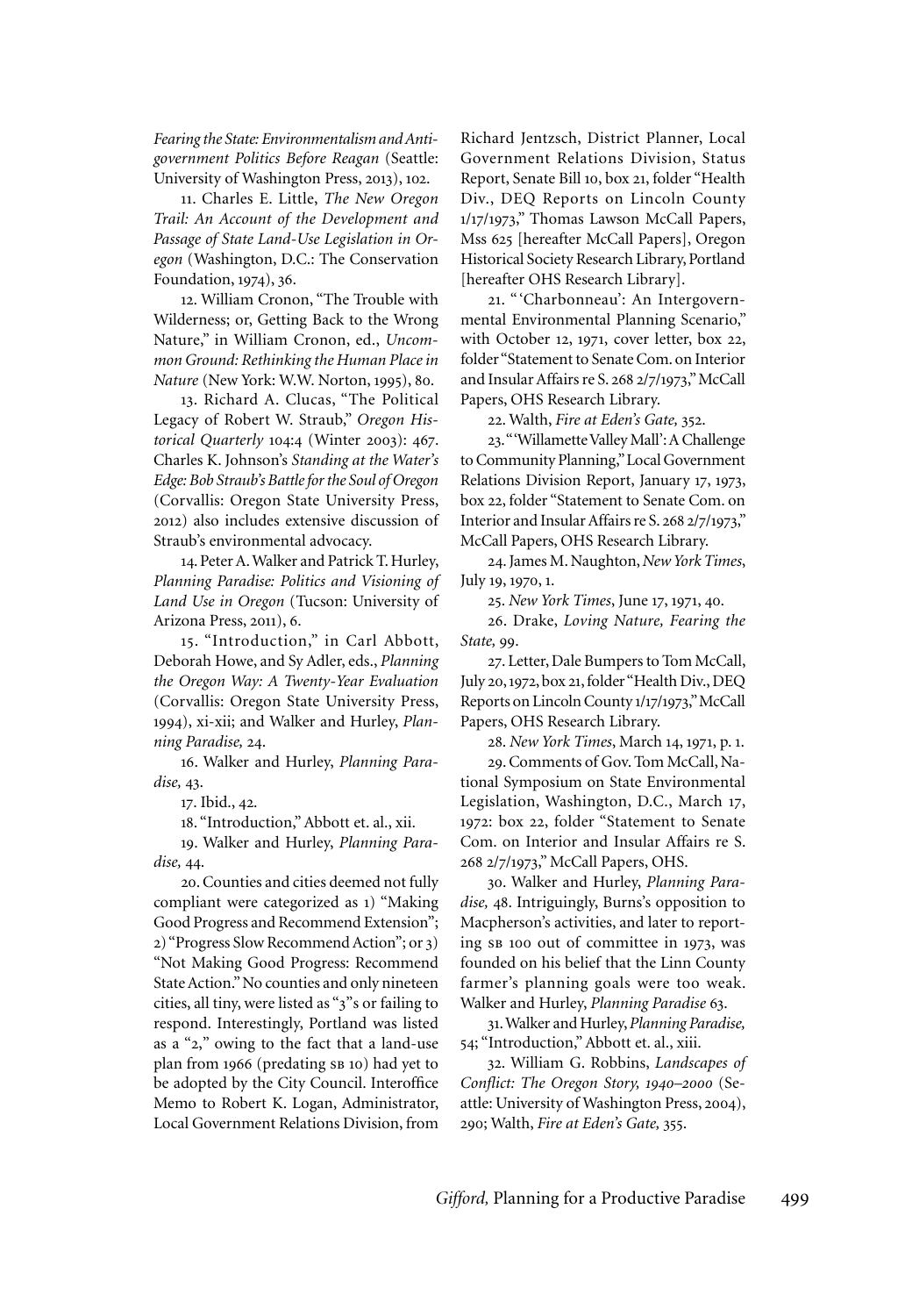*Fearing the State: Environmentalism and Anti-government Politics Before Reagan* (Seattle: University of Washington Press, 2013), 102.

11. Charles E. Little, *The New Oregon Trail: An Account of the Development and Passage of State Land-Use Legislation in Oregon* (Washington, D.C.: The Conservation Foundation, 1974), 36.

12. William Cronon, "The Trouble with Wilderness; or, Getting Back to the Wrong Nature," in William Cronon, ed., *Uncommon Ground: Rethinking the Human Place in Nature* (New York: W.W. Norton, 1995), 80.

13. Richard A. Clucas, "The Political Legacy of Robert W. Straub," *Oregon Historical Quarterly* 104:4 (Winter 2003): 467. Charles K. Johnson's *Standing at the Water's Edge: Bob Straub's Battle for the Soul of Oregon* (Corvallis: Oregon State University Press, 2012) also includes extensive discussion of Straub's environmental advocacy.

14. Peter A. Walker and Patrick T. Hurley, *Planning Paradise: Politics and Visioning of Land Use in Oregon* (Tucson: University of Arizona Press, 2011), 6.

15. "Introduction," in Carl Abbott, Deborah Howe, and Sy Adler, eds., *Planning the Oregon Way: A Twenty-Year Evaluation* (Corvallis: Oregon State University Press, 1994), xi-xii; and Walker and Hurley, *Planning Paradise,* 24.

16. Walker and Hurley, *Planning Paradise,* 43.

17. Ibid., 42.

18. "Introduction," Abbott et. al., xii.

19. Walker and Hurley, *Planning Paradise,* 44.

20. Counties and cities deemed not fully compliant were categorized as 1) "Making Good Progress and Recommend Extension"; 2) "Progress Slow Recommend Action"; or 3) "Not Making Good Progress: Recommend State Action." No counties and only nineteen cities, all tiny, were listed as "3"s or failing to respond. Interestingly, Portland was listed as a "2," owing to the fact that a land-use plan from 1966 (predating SB 10) had yet to be adopted by the City Council. Interoffice Memo to Robert K. Logan, Administrator, Local Government Relations Division, from Richard Jentzsch, District Planner, Local Government Relations Division, Status Report, Senate Bill 10, box 21, folder "Health Div., DEQ Reports on Lincoln County 1/17/1973," Thomas Lawson McCall Papers, Mss 625 [hereafter McCall Papers], Oregon Historical Society Research Library, Portland [hereafter OHS Research Library].

21. "'Charbonneau': An Intergovernmental Environmental Planning Scenario," with October 12, 1971, cover letter, box 22, folder "Statement to Senate Com. on Interior and Insular Affairs re S. 268 2/7/1973," McCall Papers, OHS Research Library.

22. Walth, *Fire at Eden's Gate,* 352.

23. "'Willamette Valley Mall': A Challenge to Community Planning," Local Government Relations Division Report, January 17, 1973, box 22, folder "Statement to Senate Com. on Interior and Insular Affairs re S. 268 2/7/1973," McCall Papers, OHS Research Library.

24. James M. Naughton, *New York Times*, July 19, 1970, 1.

25. *New York Times*, June 17, 1971, 40.

26. Drake, *Loving Nature, Fearing the State,* 99.

27. Letter, Dale Bumpers to Tom McCall, July 20, 1972, box 21, folder "Health Div., DEQ Reports on Lincoln County 1/17/1973," McCall Papers, OHS Research Library.

28. *New York Times*, March 14, 1971, p. 1.

29. Comments of Gov. Tom McCall, National Symposium on State Environmental Legislation, Washington, D.C., March 17, 1972: box 22, folder "Statement to Senate Com. on Interior and Insular Affairs re S. 268 2/7/1973," McCall Papers, OHS.

30. Walker and Hurley, *Planning Paradise,* 48. Intriguingly, Burns's opposition to Macpherson's activities, and later to reporting SB 100 out of committee in 1973, was founded on his belief that the Linn County farmer's planning goals were too weak. Walker and Hurley, *Planning Paradise* 63.

31. Walker and Hurley, *Planning Paradise,* 54; "Introduction," Abbott et. al., xiii.

32. William G. Robbins, *Landscapes of Conflict: The Oregon Story, 1940–2000* (Seattle: University of Washington Press, 2004), 290; Walth, *Fire at Eden's Gate,* 355.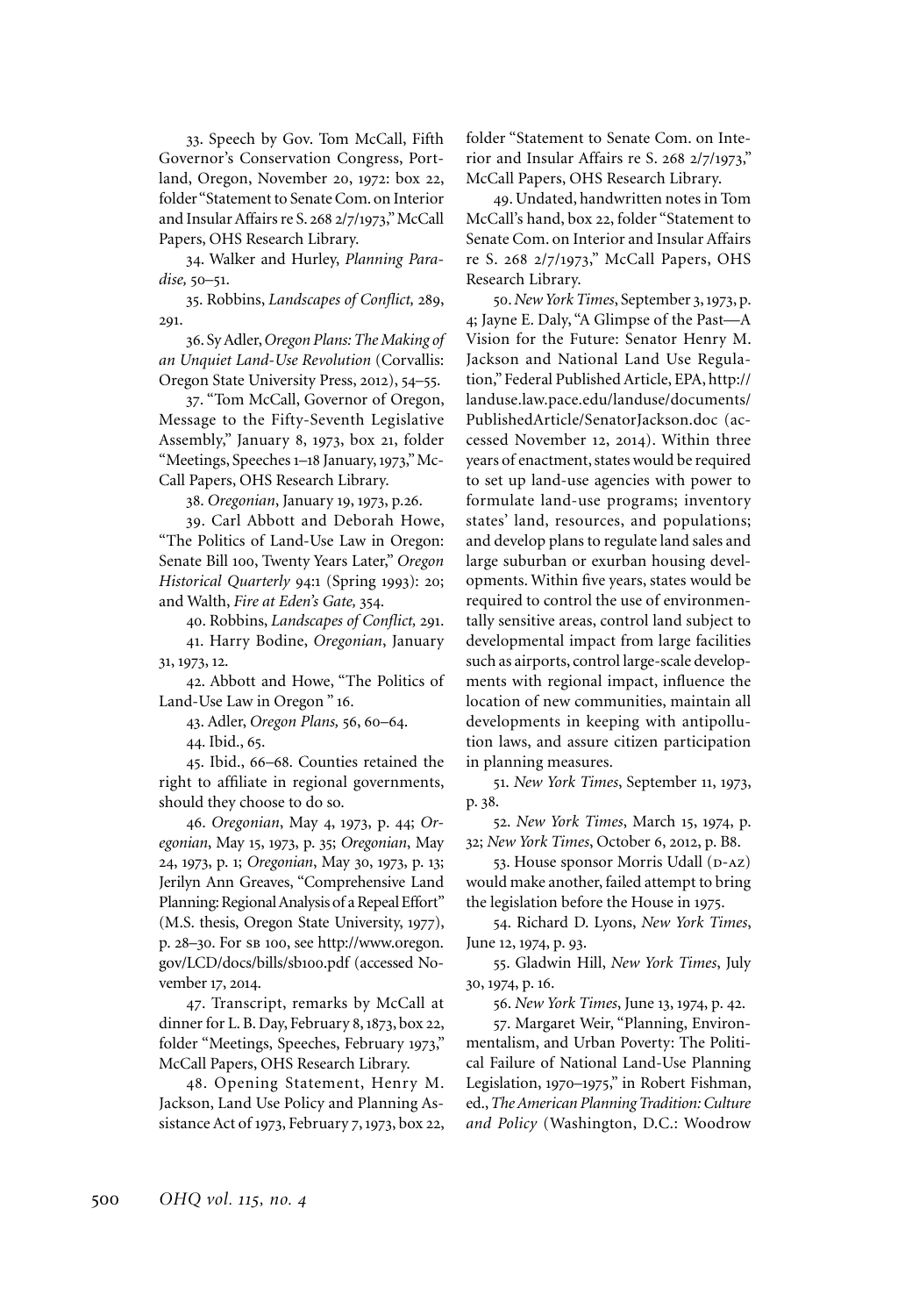33. Speech by Gov. Tom McCall, Fifth Governor's Conservation Congress, Portland, Oregon, November 20, 1972: box 22, folder "Statement to Senate Com. on Interior and Insular Affairs re S. 268 2/7/1973," McCall Papers, OHS Research Library.

34. Walker and Hurley, *Planning Paradise,* 50–51.

35. Robbins, *Landscapes of Conflict,* 289, 291.

36. Sy Adler, *Oregon Plans: The Making of an Unquiet Land-Use Revolution* (Corvallis: Oregon State University Press, 2012), 54–55.

37. "Tom McCall, Governor of Oregon, Message to the Fifty-Seventh Legislative Assembly," January 8, 1973, box 21, folder "Meetings, Speeches 1–18 January, 1973," McCall Papers, OHS Research Library.

38. *Oregonian*, January 19, 1973, p.26.

39. Carl Abbott and Deborah Howe, "The Politics of Land-Use Law in Oregon: Senate Bill 100, Twenty Years Later," *Oregon Historical Quarterly* 94:1 (Spring 1993): 20; and Walth, *Fire at Eden's Gate,* 354.

40. Robbins, *Landscapes of Conflict,* 291.

41. Harry Bodine, *Oregonian*, January 31, 1973, 12.

42. Abbott and Howe, "The Politics of Land-Use Law in Oregon " 16.

43. Adler, *Oregon Plans,* 56, 60–64.

44. Ibid., 65.

45. Ibid., 66–68. Counties retained the right to affiliate in regional governments, should they choose to do so.

46. *Oregonian*, May 4, 1973, p. 44; *Oregonian*, May 15, 1973, p. 35; *Oregonian*, May 24, 1973, p. 1; *Oregonian*, May 30, 1973, p. 13; Jerilyn Ann Greaves, "Comprehensive Land Planning: Regional Analysis of a Repeal Effort" (M.S. thesis, Oregon State University, 1977), p. 28–30. For SB 100, see http://www.oregon.gov/LCD/docs/bills/sb100.pdf (accessed November 17, 2014).

47. Transcript, remarks by McCall at dinner for L. B. Day, February 8, 1873, box 22, folder "Meetings, Speeches, February 1973," McCall Papers, OHS Research Library.

48. Opening Statement, Henry M. Jackson, Land Use Policy and Planning Assistance Act of 1973, February 7, 1973, box 22, folder "Statement to Senate Com. on Interior and Insular Affairs re S. 268 2/7/1973," McCall Papers, OHS Research Library.

49. Undated, handwritten notes in Tom McCall's hand, box 22, folder "Statement to Senate Com. on Interior and Insular Affairs re S. 268 2/7/1973," McCall Papers, OHS Research Library.

50. *New York Times*, September 3, 1973, p. 4; Jayne E. Daly, "A Glimpse of the Past—A Vision for the Future: Senator Henry M. Jackson and National Land Use Regulation," Federal Published Article, EPA, http://landuse.law.pace.edu/landuse/documents/PublishedArticle/SenatorJackson.doc (accessed November 12, 2014). Within three years of enactment, states would be required to set up land-use agencies with power to formulate land-use programs; inventory states' land, resources, and populations; and develop plans to regulate land sales and large suburban or exurban housing developments. Within five years, states would be required to control the use of environmentally sensitive areas, control land subject to developmental impact from large facilities such as airports, control large-scale developments with regional impact, influence the location of new communities, maintain all developments in keeping with antipollution laws, and assure citizen participation in planning measures.

51. *New York Times*, September 11, 1973, p. 38.

52. *New York Times*, March 15, 1974, p. 32; *New York Times*, October 6, 2012, p. B8.

53. House sponsor Morris Udall (D-AZ) would make another, failed attempt to bring the legislation before the House in 1975.

54. Richard D. Lyons, *New York Times*, June 12, 1974, p. 93.

55. Gladwin Hill, *New York Times*, July 30, 1974, p. 16.

56. *New York Times*, June 13, 1974, p. 42.

57. Margaret Weir, "Planning, Environmentalism, and Urban Poverty: The Political Failure of National Land-Use Planning Legislation, 1970–1975," in Robert Fishman, ed., *The American Planning Tradition: Culture and Policy* (Washington, D.C.: Woodrow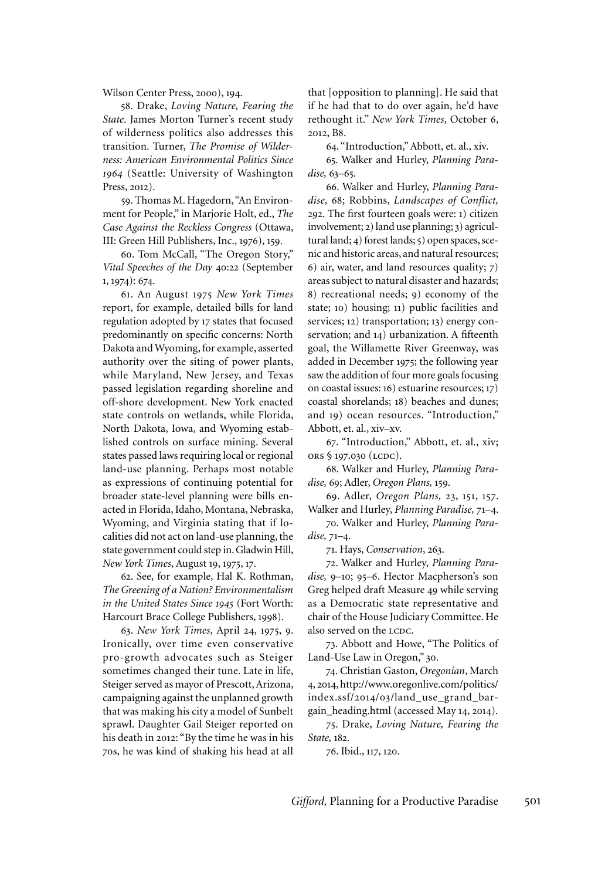Wilson Center Press, 2000), 194.

58. Drake, *Loving Nature, Fearing the State*. James Morton Turner's recent study of wilderness politics also addresses this transition. Turner, *The Promise of Wilderness: American Environmental Politics Since 1964* (Seattle: University of Washington Press, 2012).

59. Thomas M. Hagedorn, "An Environment for People," in Marjorie Holt, ed., *The Case Against the Reckless Congress* (Ottawa, III: Green Hill Publishers, Inc., 1976), 159.

60. Tom McCall, "The Oregon Story," *Vital Speeches of the Day* 40:22 (September 1, 1974): 674.

61. An August 1975 *New York Times* report, for example, detailed bills for land regulation adopted by 17 states that focused predominantly on specific concerns: North Dakota and Wyoming, for example, asserted authority over the siting of power plants, while Maryland, New Jersey, and Texas passed legislation regarding shoreline and off-shore development. New York enacted state controls on wetlands, while Florida, North Dakota, Iowa, and Wyoming established controls on surface mining. Several states passed laws requiring local or regional land-use planning. Perhaps most notable as expressions of continuing potential for broader state-level planning were bills enacted in Florida, Idaho, Montana, Nebraska, Wyoming, and Virginia stating that if localities did not act on land-use planning, the state government could step in. Gladwin Hill, *New York Times*, August 19, 1975, 17.

62. See, for example, Hal K. Rothman, *The Greening of a Nation? Environmentalism in the United States Since 1945* (Fort Worth: Harcourt Brace College Publishers, 1998).

63. *New York Times*, April 24, 1975, 9. Ironically, over time even conservative pro-growth advocates such as Steiger sometimes changed their tune. Late in life, Steiger served as mayor of Prescott, Arizona, campaigning against the unplanned growth that was making his city a model of Sunbelt sprawl. Daughter Gail Steiger reported on his death in 2012: "By the time he was in his 70s, he was kind of shaking his head at all that [opposition to planning]. He said that if he had that to do over again, he'd have rethought it." *New York Times*, October 6, 2012, B8.

64. "Introduction," Abbott, et. al., xiv.

65. Walker and Hurley, *Planning Paradise,* 63–65.

66. Walker and Hurley, *Planning Paradise,* 68; Robbins, *Landscapes of Conflict,* 292. The first fourteen goals were: 1) citizen involvement; 2) land use planning; 3) agricultural land; 4) forest lands; 5) open spaces, scenic and historic areas, and natural resources; 6) air, water, and land resources quality; 7) areas subject to natural disaster and hazards; 8) recreational needs; 9) economy of the state; 10) housing; 11) public facilities and services; 12) transportation; 13) energy conservation; and 14) urbanization. A fifteenth goal, the Willamette River Greenway, was added in December 1975; the following year saw the addition of four more goals focusing on coastal issues: 16) estuarine resources; 17) coastal shorelands; 18) beaches and dunes; and 19) ocean resources. "Introduction," Abbott, et. al., xiv–xv.

67. "Introduction," Abbott, et. al., xiv; ORS § 197.030 (LCDC).

68. Walker and Hurley, *Planning Paradise,* 69; Adler, *Oregon Plans,* 159.

69. Adler, *Oregon Plans,* 23, 151, 157. Walker and Hurley, *Planning Paradise,* 71–4.

70. Walker and Hurley, *Planning Paradise,* 71–4.

71. Hays, *Conservation*, 263.

72. Walker and Hurley, *Planning Paradise,* 9–10; 95–6. Hector Macpherson's son Greg helped draft Measure 49 while serving as a Democratic state representative and chair of the House Judiciary Committee. He also served on the LCDC.

73. Abbott and Howe, "The Politics of Land-Use Law in Oregon," 30.

74. Christian Gaston, *Oregonian*, March 4, 2014, http://www.oregonlive.com/politics/index.ssf/2014/03/land_use_grand_bargain_heading.html (accessed May 14, 2014).

75. Drake, *Loving Nature, Fearing the State,* 182.

76. Ibid., 117, 120.